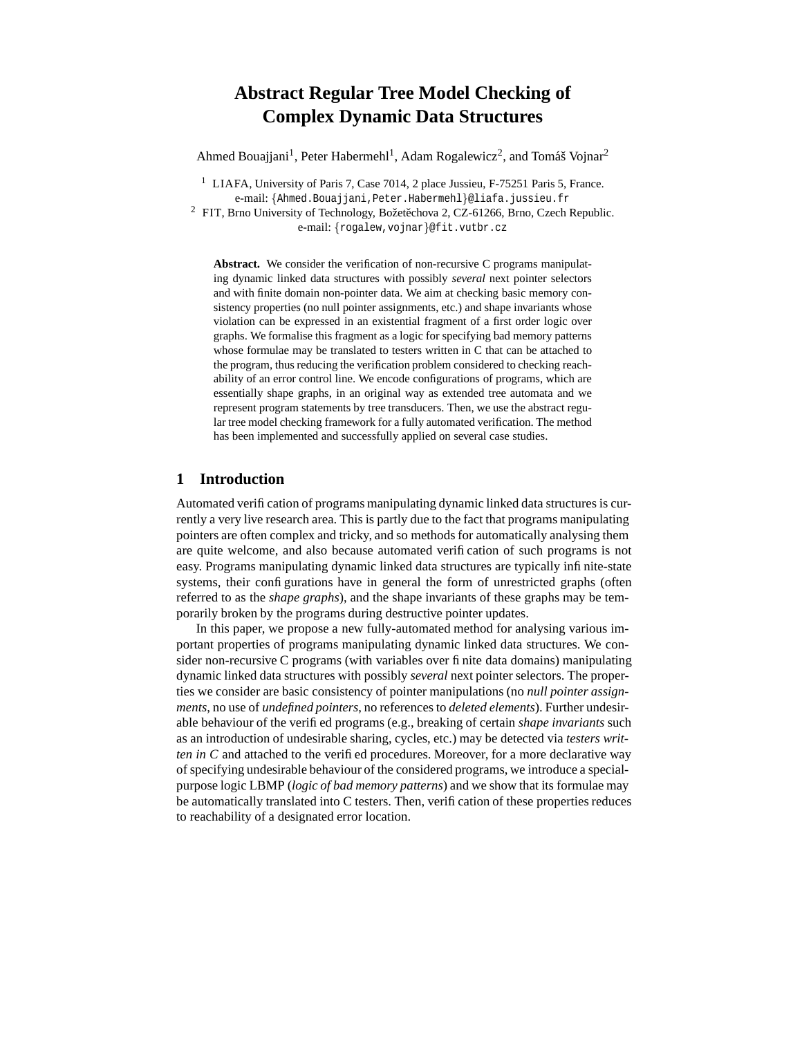# Abstract Regular Tree Model Checking of Complex Dynamic Data Structures

Ahmed Bouajjani[1], Peter Habermehl[1], Adam Rogalewicz[2], and Tomáš Vojnar[2]

[1] LIAFA, University of Paris 7, Case 7014, 2 place Jussieu, F-75251 Paris 5, France.
e-mail: {Ahmed.Bouajjani,Peter.Habermehl}@liafa.jussieu.fr

[2] FIT, Brno University of Technology, Božetěchova 2, CZ-61266, Brno, Czech Republic.
e-mail: {rogalew,vojnar}@fit.vutbr.cz

**Abstract.** We consider the verification of non-recursive C programs manipulating dynamic linked data structures with possibly *several* next pointer selectors and with finite domain non-pointer data. We aim at checking basic memory consistency properties (no null pointer assignments, etc.) and shape invariants whose violation can be expressed in an existential fragment of a first order logic over graphs. We formalise this fragment as a logic for specifying bad memory patterns whose formulae may be translated to testers written in C that can be attached to the program, thus reducing the verification problem considered to checking reachability of an error control line. We encode configurations of programs, which are essentially shape graphs, in an original way as extended tree automata and we represent program statements by tree transducers. Then, we use the abstract regular tree model checking framework for a fully automated verification. The method has been implemented and successfully applied on several case studies.

## 1 Introduction

Automated verification of programs manipulating dynamic linked data structures is currently a very live research area. This is partly due to the fact that programs manipulating pointers are often complex and tricky, and so methods for automatically analysing them are quite welcome, and also because automated verification of such programs is not easy. Programs manipulating dynamic linked data structures are typically infinite-state systems, their configurations have in general the form of unrestricted graphs (often referred to as the *shape graphs*), and the shape invariants of these graphs may be temporarily broken by the programs during destructive pointer updates.

In this paper, we propose a new fully-automated method for analysing various important properties of programs manipulating dynamic linked data structures. We consider non-recursive C programs (with variables over finite data domains) manipulating dynamic linked data structures with possibly *several* next pointer selectors. The properties we consider are basic consistency of pointer manipulations (no *null pointer assignments*, no use of *undefined pointers*, no references to *deleted elements*). Further undesirable behaviour of the verified programs (e.g., breaking of certain *shape invariants* such as an introduction of undesirable sharing, cycles, etc.) may be detected via *testers written in C* and attached to the verified procedures. Moreover, for a more declarative way of specifying undesirable behaviour of the considered programs, we introduce a special-purpose logic LBMP (*logic of bad memory patterns*) and we show that its formulae may be automatically translated into C testers. Then, verification of these properties reduces to reachability of a designated error location.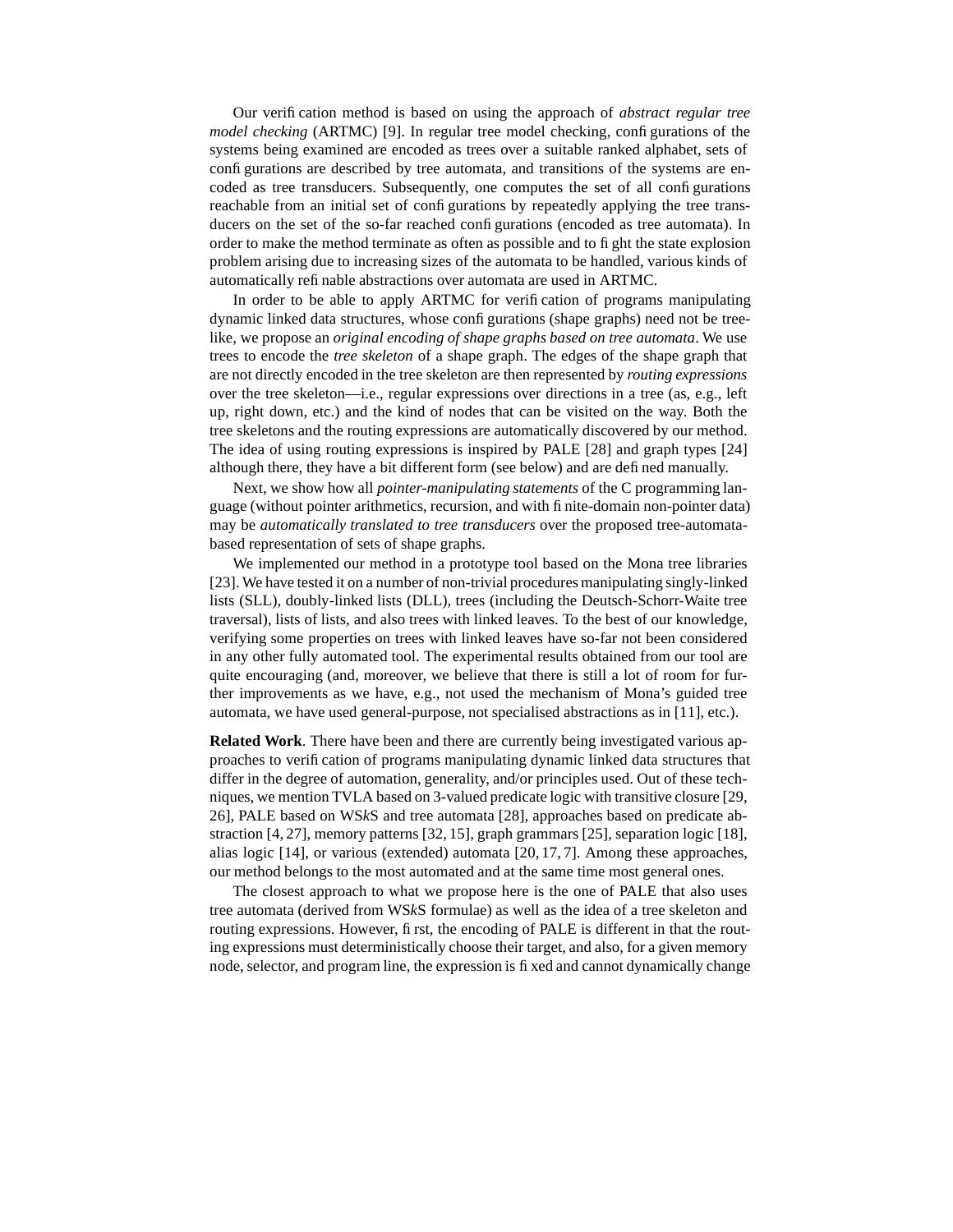Our verification method is based on using the approach of *abstract regular tree model checking* (ARTMC) [9]. In regular tree model checking, configurations of the systems being examined are encoded as trees over a suitable ranked alphabet, sets of configurations are described by tree automata, and transitions of the systems are encoded as tree transducers. Subsequently, one computes the set of all configurations reachable from an initial set of configurations by repeatedly applying the tree transducers on the set of the so-far reached configurations (encoded as tree automata). In order to make the method terminate as often as possible and to fight the state explosion problem arising due to increasing sizes of the automata to be handled, various kinds of automatically refinable abstractions over automata are used in ARTMC.

In order to be able to apply ARTMC for verification of programs manipulating dynamic linked data structures, whose configurations (shape graphs) need not be tree-like, we propose an *original encoding of shape graphs based on tree automata*. We use trees to encode the *tree skeleton* of a shape graph. The edges of the shape graph that are not directly encoded in the tree skeleton are then represented by *routing expressions* over the tree skeleton—i.e., regular expressions over directions in a tree (as, e.g., left up, right down, etc.) and the kind of nodes that can be visited on the way. Both the tree skeletons and the routing expressions are automatically discovered by our method. The idea of using routing expressions is inspired by PALE [28] and graph types [24] although there, they have a bit different form (see below) and are defined manually.

Next, we show how all *pointer-manipulating statements* of the C programming language (without pointer arithmetics, recursion, and with finite-domain non-pointer data) may be *automatically translated to tree transducers* over the proposed tree-automata-based representation of sets of shape graphs.

We implemented our method in a prototype tool based on the Mona tree libraries [23]. We have tested it on a number of non-trivial procedures manipulating singly-linked lists (SLL), doubly-linked lists (DLL), trees (including the Deutsch-Schorr-Waite tree traversal), lists of lists, and also trees with linked leaves. To the best of our knowledge, verifying some properties on trees with linked leaves have so-far not been considered in any other fully automated tool. The experimental results obtained from our tool are quite encouraging (and, moreover, we believe that there is still a lot of room for further improvements as we have, e.g., not used the mechanism of Mona's guided tree automata, we have used general-purpose, not specialised abstractions as in [11], etc.).

**Related Work**. There have been and there are currently being investigated various approaches to verification of programs manipulating dynamic linked data structures that differ in the degree of automation, generality, and/or principles used. Out of these techniques, we mention TVLA based on 3-valued predicate logic with transitive closure [29, 26], PALE based on WS*k*S and tree automata [28], approaches based on predicate abstraction [4, 27], memory patterns [32, 15], graph grammars [25], separation logic [18], alias logic [14], or various (extended) automata [20, 17, 7]. Among these approaches, our method belongs to the most automated and at the same time most general ones.

The closest approach to what we propose here is the one of PALE that also uses tree automata (derived from WS*k*S formulae) as well as the idea of a tree skeleton and routing expressions. However, first, the encoding of PALE is different in that the routing expressions must deterministically choose their target, and also, for a given memory node, selector, and program line, the expression is fixed and cannot dynamically change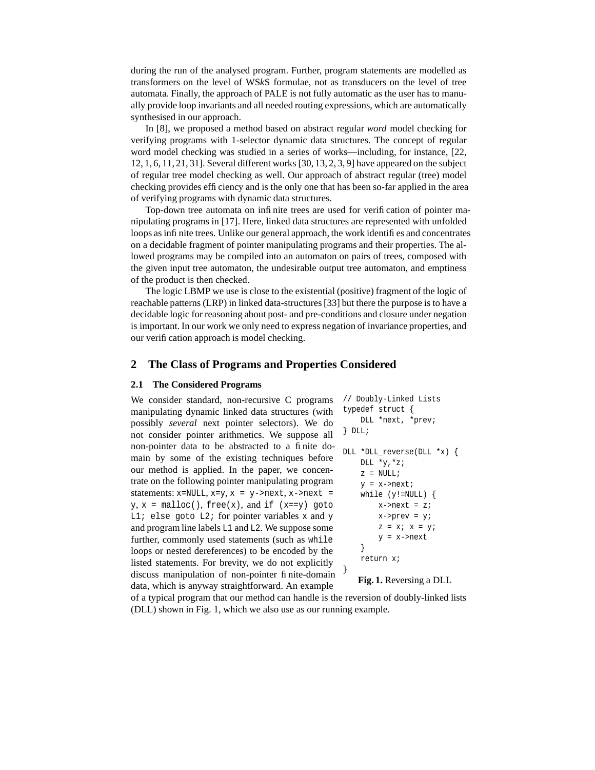during the run of the analysed program. Further, program statements are modelled as transformers on the level of WS*k*S formulae, not as transducers on the level of tree automata. Finally, the approach of PALE is not fully automatic as the user has to manually provide loop invariants and all needed routing expressions, which are automatically synthesised in our approach.

In [8], we proposed a method based on abstract regular *word* model checking for verifying programs with 1-selector dynamic data structures. The concept of regular word model checking was studied in a series of works—including, for instance, [22, 12, 1, 6, 11, 21, 31]. Several different works [30, 13, 2, 3, 9] have appeared on the subject of regular tree model checking as well. Our approach of abstract regular (tree) model checking provides efficiency and is the only one that has been so-far applied in the area of verifying programs with dynamic data structures.

Top-down tree automata on infinite trees are used for verification of pointer manipulating programs in [17]. Here, linked data structures are represented with unfolded loops as infinite trees. Unlike our general approach, the work identifies and concentrates on a decidable fragment of pointer manipulating programs and their properties. The allowed programs may be compiled into an automaton on pairs of trees, composed with the given input tree automaton, the undesirable output tree automaton, and emptiness of the product is then checked.

The logic LBMP we use is close to the existential (positive) fragment of the logic of reachable patterns (LRP) in linked data-structures [33] but there the purpose is to have a decidable logic for reasoning about post- and pre-conditions and closure under negation is important. In our work we only need to express negation of invariance properties, and our verification approach is model checking.

## 2 The Class of Programs and Properties Considered

### 2.1 The Considered Programs

We consider standard, non-recursive C programs manipulating dynamic linked data structures (with possibly *several* next pointer selectors). We do not consider pointer arithmetics. We suppose all non-pointer data to be abstracted to a finite domain by some of the existing techniques before our method is applied. In the paper, we concentrate on the following pointer manipulating program statements: `x=NULL`, `x=y`, `x = y->next`, `x->next = y`, `x = malloc()`, `free(x)`, and `if (x==y) goto L1; else goto L2;` for pointer variables `x` and `y` and program line labels `L1` and `L2`. We suppose some further, commonly used statements (such as `while` loops or nested dereferences) to be encoded by the listed statements. For brevity, we do not explicitly discuss manipulation of non-pointer finite-domain data, which is anyway straightforward. An example of a typical program that our method can handle is the reversion of doubly-linked lists (DLL) shown in Fig. 1, which we also use as our running example.

```
// Doubly-Linked Lists
typedef struct {
    DLL *next, *prev;
} DLL;

DLL *DLL_reverse(DLL *x) {
    DLL *y,*z;
    z = NULL;
    y = x->next;
    while (y!=NULL) {
        x->next = z;
        x->prev = y;
        z = x; x = y;
        y = x->next
    }
    return x;
}
```

**Fig. 1.** Reversing a DLL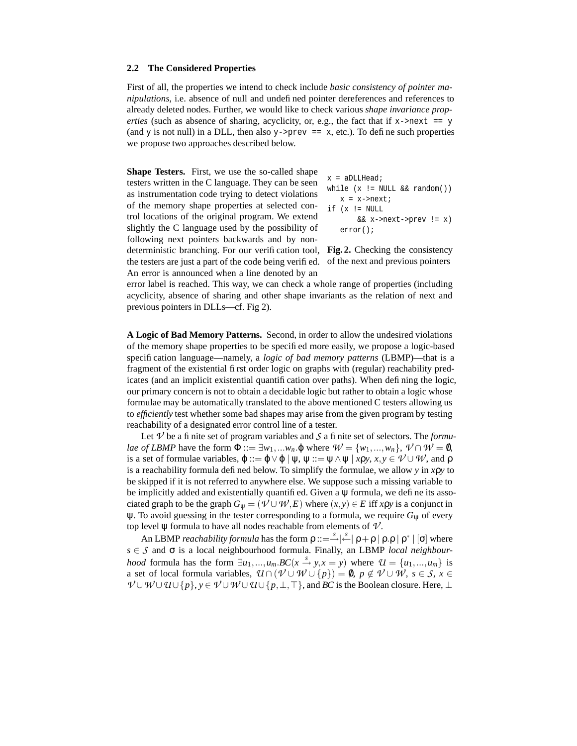### 2.2 The Considered Properties

First of all, the properties we intend to check include *basic consistency of pointer manipulations*, i.e. absence of null and undefined pointer dereferences and references to already deleted nodes. Further, we would like to check various *shape invariance properties* (such as absence of sharing, acyclicity, or, e.g., the fact that if `x->next == y` (and `y` is not null) in a DLL, then also `y->prev == x`, etc.). To define such properties we propose two approaches described below.

**Shape Testers.** First, we use the so-called shape testers written in the C language. They can be seen as instrumentation code trying to detect violations of the memory shape properties at selected control locations of the original program. We extend slightly the C language used by the possibility of following next pointers backwards and by non-deterministic branching. For our verification tool, the testers are just a part of the code being verified. An error is announced when a line denoted by an error label is reached. This way, we can check a whole range of properties (including acyclicity, absence of sharing and other shape invariants as the relation of next and previous pointers in DLLs—cf. Fig 2).

```
x = aDLLHead;
while (x != NULL && random())
   x = x->next;
if (x != NULL
      && x->next->prev != x)
   error();
```

**Fig. 2.** Checking the consistency of the next and previous pointers

**A Logic of Bad Memory Patterns.** Second, in order to allow the undesired violations of the memory shape properties to be specified more easily, we propose a logic-based specification language—namely, a *logic of bad memory patterns* (LBMP)—that is a fragment of the existential first order logic on graphs with (regular) reachability predicates (and an implicit existential quantification over paths). When defining the logic, our primary concern is not to obtain a decidable logic but rather to obtain a logic whose formulae may be automatically translated to the above mentioned C testers allowing us to *efficiently* test whether some bad shapes may arise from the given program by testing reachability of a designated error control line of a tester.

Let $\mathcal{V}$ be a finite set of program variables and $\mathcal{S}$ a finite set of selectors. The *formulae of LBMP* have the form $\Phi ::= \exists w_1,...w_n.\varphi$ where $\mathcal{W} = \{w_1,...,w_n\}$, $\mathcal{V} \cap \mathcal{W} = \emptyset$, is a set of formulae variables, $\varphi ::= \varphi \vee \varphi \mid \psi$, $\psi ::= \psi \wedge \psi \mid x\rho y$, $x,y \in \mathcal{V} \cup \mathcal{W}$, and $\rho$ is a reachability formula defined below. To simplify the formulae, we allow $y$ in $x\rho y$ to be skipped if it is not referred to anywhere else. We suppose such a missing variable to be implicitly added and existentially quantified. Given a $\psi$ formula, we define its associated graph to be the graph $G_\psi = (\mathcal{V} \cup \mathcal{W}, E)$ where $(x,y) \in E$ iff $x\rho y$ is a conjunct in $\psi$. To avoid guessing in the tester corresponding to a formula, we require $G_\psi$ of every top level $\psi$ formula to have all nodes reachable from elements of $\mathcal{V}$.

An LBMP *reachability formula* has the form $\rho ::= \xrightarrow{s} \mid \xleftarrow{s} \mid \rho + \rho \mid \rho.\rho \mid \rho^* \mid [\sigma]$ where $s \in \mathcal{S}$ and $\sigma$ is a local neighbourhood formula. Finally, an LBMP *local neighbourhood* formula has the form $\exists u_1,...,u_m.BC(x \xrightarrow{s} y, x = y)$ where $\mathcal{U} = \{u_1,...,u_m\}$ is a set of local formula variables, $\mathcal{U} \cap (\mathcal{V} \cup \mathcal{W} \cup \{p\}) = \emptyset$, $p \notin \mathcal{V} \cup \mathcal{W}$, $s \in \mathcal{S}$, $x \in \mathcal{V} \cup \mathcal{W} \cup \mathcal{U} \cup \{p\}$, $y \in \mathcal{V} \cup \mathcal{W} \cup \mathcal{U} \cup \{p, \perp, \top\}$, and *BC* is the Boolean closure. Here, $\perp$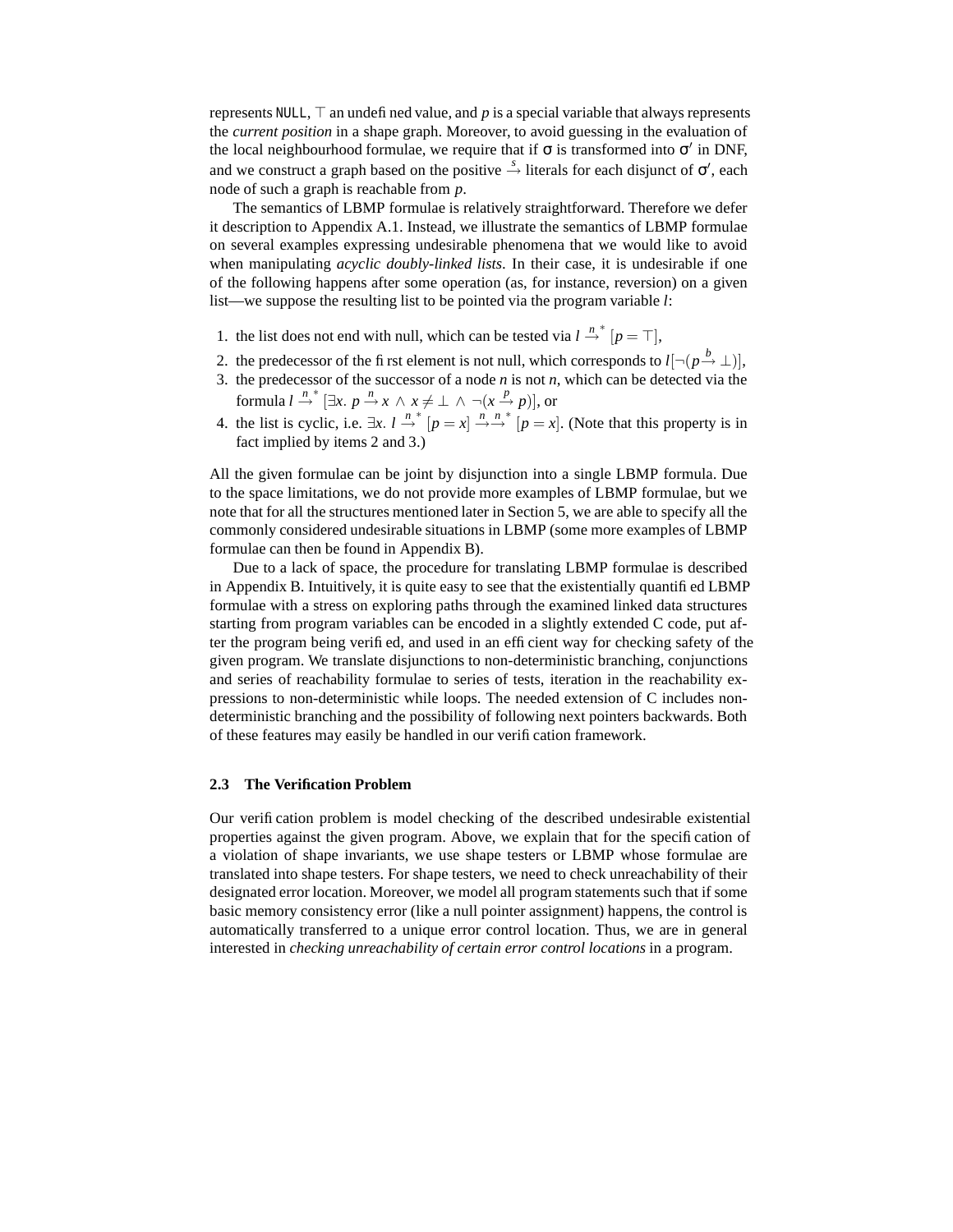represents NULL, $\top$ an undefined value, and $p$ is a special variable that always represents the *current position* in a shape graph. Moreover, to avoid guessing in the evaluation of the local neighbourhood formulae, we require that if $\sigma$ is transformed into $\sigma'$ in DNF, and we construct a graph based on the positive $\xrightarrow{s}$ literals for each disjunct of $\sigma'$, each node of such a graph is reachable from $p$.

The semantics of LBMP formulae is relatively straightforward. Therefore we defer it description to Appendix A.1. Instead, we illustrate the semantics of LBMP formulae on several examples expressing undesirable phenomena that we would like to avoid when manipulating *acyclic doubly-linked lists*. In their case, it is undesirable if one of the following happens after some operation (as, for instance, reversion) on a given list—we suppose the resulting list to be pointed via the program variable $l$:

1. the list does not end with null, which can be tested via $l \xrightarrow{n}^{*} [p = \top]$,
2. the predecessor of the first element is not null, which corresponds to $l[\neg(p \xrightarrow{b} \bot)]$,
3. the predecessor of the successor of a node $n$ is not $n$, which can be detected via the formula $l \xrightarrow{n}^{*} [\exists x.\ p \xrightarrow{n} x \wedge x \neq \bot \wedge \neg(x \xrightarrow{p} p)]$, or
4. the list is cyclic, i.e. $\exists x.\ l \xrightarrow{n}^{*} [p = x] \xrightarrow{n} \xrightarrow{n}^{*} [p = x]$. (Note that this property is in fact implied by items 2 and 3.)

All the given formulae can be joint by disjunction into a single LBMP formula. Due to the space limitations, we do not provide more examples of LBMP formulae, but we note that for all the structures mentioned later in Section 5, we are able to specify all the commonly considered undesirable situations in LBMP (some more examples of LBMP formulae can then be found in Appendix B).

Due to a lack of space, the procedure for translating LBMP formulae is described in Appendix B. Intuitively, it is quite easy to see that the existentially quantified LBMP formulae with a stress on exploring paths through the examined linked data structures starting from program variables can be encoded in a slightly extended C code, put after the program being verified, and used in an efficient way for checking safety of the given program. We translate disjunctions to non-deterministic branching, conjunctions and series of reachability formulae to series of tests, iteration in the reachability expressions to non-deterministic while loops. The needed extension of C includes non-deterministic branching and the possibility of following next pointers backwards. Both of these features may easily be handled in our verification framework.

### 2.3 The Verification Problem

Our verification problem is model checking of the described undesirable existential properties against the given program. Above, we explain that for the specification of a violation of shape invariants, we use shape testers or LBMP whose formulae are translated into shape testers. For shape testers, we need to check unreachability of their designated error location. Moreover, we model all program statements such that if some basic memory consistency error (like a null pointer assignment) happens, the control is automatically transferred to a unique error control location. Thus, we are in general interested in *checking unreachability of certain error control locations* in a program.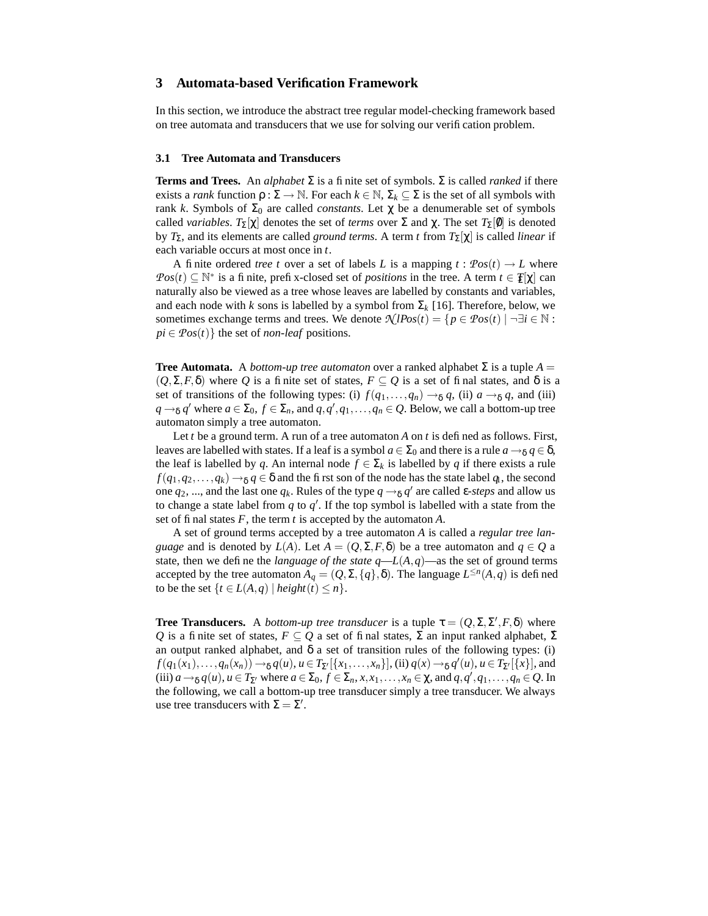## 3 Automata-based Verification Framework

In this section, we introduce the abstract tree regular model-checking framework based on tree automata and transducers that we use for solving our verification problem.

### 3.1 Tree Automata and Transducers

**Terms and Trees.** An *alphabet* $\Sigma$ is a finite set of symbols. $\Sigma$ is called *ranked* if there exists a *rank* function $\rho : \Sigma \rightarrow \mathbb{N}$. For each $k \in \mathbb{N}$, $\Sigma_k \subseteq \Sigma$ is the set of all symbols with rank $k$. Symbols of $\Sigma_0$ are called *constants*. Let $\chi$ be a denumerable set of symbols called *variables*. $T_\Sigma[\chi]$ denotes the set of *terms* over $\Sigma$ and $\chi$. The set $T_\Sigma[\emptyset]$ is denoted by $T_\Sigma$, and its elements are called *ground terms*. A term $t$ from $T_\Sigma[\chi]$ is called *linear* if each variable occurs at most once in $t$.

A finite ordered *tree* $t$ over a set of labels $L$ is a mapping $t : \mathcal{P}os(t) \rightarrow L$ where $\mathcal{P}os(t) \subseteq \mathbb{N}^*$ is a finite, prefix-closed set of *positions* in the tree. A term $t \in T_\Sigma[\chi]$ can naturally also be viewed as a tree whose leaves are labelled by constants and variables, and each node with $k$ sons is labelled by a symbol from $\Sigma_k$ [16]. Therefore, below, we sometimes exchange terms and trees. We denote $\mathcal{N}lPos(t) = \{p \in \mathcal{P}os(t) \mid \neg\exists i \in \mathbb{N} : pi \in \mathcal{P}os(t)\}$ the set of *non-leaf* positions.

**Tree Automata.** A *bottom-up tree automaton* over a ranked alphabet $\Sigma$ is a tuple $A = (Q, \Sigma, F, \delta)$ where $Q$ is a finite set of states, $F \subseteq Q$ is a set of final states, and $\delta$ is a set of transitions of the following types: (i) $f(q_1, \ldots, q_n) \rightarrow_\delta q$, (ii) $a \rightarrow_\delta q$, and (iii) $q \rightarrow_\delta q'$ where $a \in \Sigma_0$, $f \in \Sigma_n$, and $q, q', q_1, \ldots, q_n \in Q$. Below, we call a bottom-up tree automaton simply a tree automaton.

Let $t$ be a ground term. A run of a tree automaton $A$ on $t$ is defined as follows. First, leaves are labelled with states. If a leaf is a symbol $a \in \Sigma_0$ and there is a rule $a \rightarrow_\delta q \in \delta$, the leaf is labelled by $q$. An internal node $f \in \Sigma_k$ is labelled by $q$ if there exists a rule $f(q_1, q_2, \ldots, q_k) \rightarrow_\delta q \in \delta$ and the first son of the node has the state label $q_1$, the second one $q_2$, ..., and the last one $q_k$. Rules of the type $q \rightarrow_\delta q'$ are called $\varepsilon$*-steps* and allow us to change a state label from $q$ to $q'$. If the top symbol is labelled with a state from the set of final states $F$, the term $t$ is accepted by the automaton $A$.

A set of ground terms accepted by a tree automaton $A$ is called a *regular tree language* and is denoted by $L(A)$. Let $A = (Q, \Sigma, F, \delta)$ be a tree automaton and $q \in Q$ a state, then we define the *language of the state* $q$—$L(A, q)$—as the set of ground terms accepted by the tree automaton $A_q = (Q, \Sigma, \{q\}, \delta)$. The language $L^{\leq n}(A, q)$ is defined to be the set $\{t \in L(A, q) \mid height(t) \leq n\}$.

**Tree Transducers.** A *bottom-up tree transducer* is a tuple $\tau = (Q, \Sigma, \Sigma', F, \delta)$ where $Q$ is a finite set of states, $F \subseteq Q$ a set of final states, $\Sigma$ an input ranked alphabet, $\Sigma'$ an output ranked alphabet, and $\delta$ a set of transition rules of the following types: (i) $f(q_1(x_1), \ldots, q_n(x_n)) \rightarrow_\delta q(u)$, $u \in T_{\Sigma'}[\{x_1, \ldots, x_n\}]$, (ii) $q(x) \rightarrow_\delta q'(u)$, $u \in T_{\Sigma'}[\{x\}]$, and (iii) $a \rightarrow_\delta q(u)$, $u \in T_{\Sigma'}$ where $a \in \Sigma_0$, $f \in \Sigma_n$, $x, x_1, \ldots, x_n \in \chi$, and $q, q', q_1, \ldots, q_n \in Q$. In the following, we call a bottom-up tree transducer simply a tree transducer. We always use tree transducers with $\Sigma = \Sigma'$.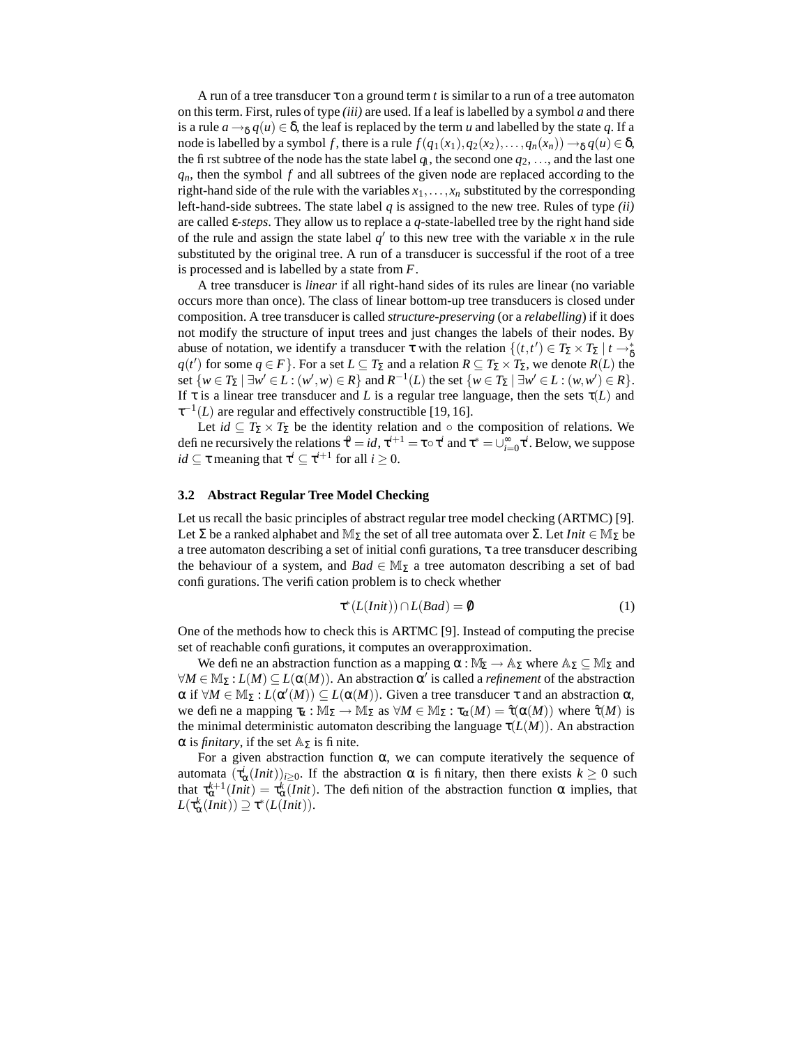A run of a tree transducer $\tau$ on a ground term $t$ is similar to a run of a tree automaton on this term. First, rules of type *(iii)* are used. If a leaf is labelled by a symbol $a$ and there is a rule $a \rightarrow_\delta q(u) \in \delta$, the leaf is replaced by the term $u$ and labelled by the state $q$. If a node is labelled by a symbol $f$, there is a rule $f(q_1(x_1), q_2(x_2), \ldots, q_n(x_n)) \rightarrow_\delta q(u) \in \delta$, the first subtree of the node has the state label $q_1$, the second one $q_2$, ..., and the last one $q_n$, then the symbol $f$ and all subtrees of the given node are replaced according to the right-hand side of the rule with the variables $x_1, \ldots, x_n$ substituted by the corresponding left-hand-side subtrees. The state label $q$ is assigned to the new tree. Rules of type *(ii)* are called $\varepsilon$-*steps*. They allow us to replace a $q$-state-labelled tree by the right hand side of the rule and assign the state label $q'$ to this new tree with the variable $x$ in the rule substituted by the original tree. A run of a transducer is successful if the root of a tree is processed and is labelled by a state from $F$.

A tree transducer is *linear* if all right-hand sides of its rules are linear (no variable occurs more than once). The class of linear bottom-up tree transducers is closed under composition. A tree transducer is called *structure-preserving* (or a *relabelling*) if it does not modify the structure of input trees and just changes the labels of their nodes. By abuse of notation, we identify a transducer $\tau$ with the relation $\{(t,t') \in T_\Sigma \times T_\Sigma \mid t \rightarrow_\delta^* q(t')$ for some $q \in F\}$. For a set $L \subseteq T_\Sigma$ and a relation $R \subseteq T_\Sigma \times T_\Sigma$, we denote $R(L)$ the set $\{w \in T_\Sigma \mid \exists w' \in L : (w', w) \in R\}$ and $R^{-1}(L)$ the set $\{w \in T_\Sigma \mid \exists w' \in L : (w, w') \in R\}$. If $\tau$ is a linear tree transducer and $L$ is a regular tree language, then the sets $\tau(L)$ and $\tau^{-1}(L)$ are regular and effectively constructible [19, 16].

Let $id \subseteq T_\Sigma \times T_\Sigma$ be the identity relation and $\circ$ the composition of relations. We define recursively the relations $\tau^0 = id$, $\tau^{i+1} = \tau \circ \tau^i$ and $\tau^* = \cup_{i=0}^{\infty} \tau^i$. Below, we suppose $id \subseteq \tau$ meaning that $\tau^i \subseteq \tau^{i+1}$ for all $i \geq 0$.

### 3.2 Abstract Regular Tree Model Checking

Let us recall the basic principles of abstract regular tree model checking (ARTMC) [9]. Let $\Sigma$ be a ranked alphabet and $\mathbb{M}_\Sigma$ the set of all tree automata over $\Sigma$. Let $Init \in \mathbb{M}_\Sigma$ be a tree automaton describing a set of initial configurations, $\tau$ a tree transducer describing the behaviour of a system, and $Bad \in \mathbb{M}_\Sigma$ a tree automaton describing a set of bad configurations. The verification problem is to check whether

$$\tau^*(L(Init)) \cap L(Bad) = \emptyset \tag{1}$$

One of the methods how to check this is ARTMC [9]. Instead of computing the precise set of reachable configurations, it computes an overapproximation.

We define an abstraction function as a mapping $\alpha : \mathbb{M}_\Sigma \rightarrow \mathbb{A}_\Sigma$ where $\mathbb{A}_\Sigma \subseteq \mathbb{M}_\Sigma$ and $\forall M \in \mathbb{M}_\Sigma : L(M) \subseteq L(\alpha(M))$. An abstraction $\alpha'$ is called a *refinement* of the abstraction $\alpha$ if $\forall M \in \mathbb{M}_\Sigma : L(\alpha'(M)) \subseteq L(\alpha(M))$. Given a tree transducer $\tau$ and an abstraction $\alpha$, we define a mapping $\tau_\alpha : \mathbb{M}_\Sigma \rightarrow \mathbb{M}_\Sigma$ as $\forall M \in \mathbb{M}_\Sigma : \tau_\alpha(M) = \hat{\tau}(\alpha(M))$ where $\hat{\tau}(M)$ is the minimal deterministic automaton describing the language $\tau(L(M))$. An abstraction $\alpha$ is *finitary*, if the set $\mathbb{A}_\Sigma$ is finite.

For a given abstraction function $\alpha$, we can compute iteratively the sequence of automata $(\tau_\alpha^i(Init))_{i \geq 0}$. If the abstraction $\alpha$ is finitary, then there exists $k \geq 0$ such that $\tau_\alpha^{k+1}(Init) = \tau_\alpha^k(Init)$. The definition of the abstraction function $\alpha$ implies, that $L(\tau_\alpha^k(Init)) \supseteq \tau^*(L(Init))$.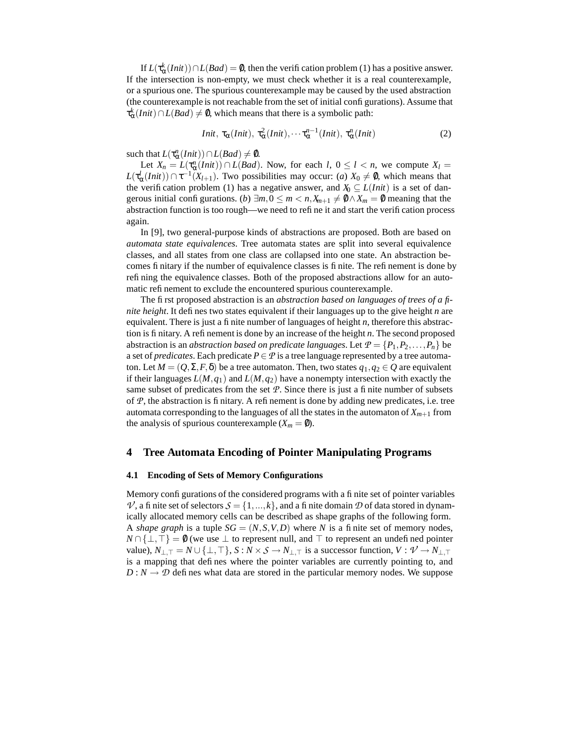If $L(\tau_\alpha^k(Init)) \cap L(Bad) = \emptyset$, then the verification problem (1) has a positive answer. If the intersection is non-empty, we must check whether it is a real counterexample, or a spurious one. The spurious counterexample may be caused by the used abstraction (the counterexample is not reachable from the set of initial configurations). Assume that $\tau_\alpha^k(Init) \cap L(Bad) \neq \emptyset$, which means that there is a symbolic path:

$$Init,\ \tau_\alpha(Init),\ \tau_\alpha^2(Init), \cdots \tau_\alpha^{n-1}(Init),\ \tau_\alpha^n(Init) \tag{2}$$

such that $L(\tau_\alpha^n(Init)) \cap L(Bad) \neq \emptyset$.

Let $X_n = L(\tau_\alpha^n(Init)) \cap L(Bad)$. Now, for each $l$, $0 \leq l < n$, we compute $X_l = L(\tau_\alpha^l(Init)) \cap \tau^{-1}(X_{l+1})$. Two possibilities may occur: (*a*) $X_0 \neq \emptyset$, which means that the verification problem (1) has a negative answer, and $X_0 \subseteq L(Init)$ is a set of dangerous initial configurations. (*b*) $\exists m, 0 \leq m < n, X_{m+1} \neq \emptyset \wedge X_m = \emptyset$ meaning that the abstraction function is too rough—we need to refine it and start the verification process again.

In [9], two general-purpose kinds of abstractions are proposed. Both are based on *automata state equivalences*. Tree automata states are split into several equivalence classes, and all states from one class are collapsed into one state. An abstraction becomes finitary if the number of equivalence classes is finite. The refinement is done by refining the equivalence classes. Both of the proposed abstractions allow for an automatic refinement to exclude the encountered spurious counterexample.

The first proposed abstraction is an *abstraction based on languages of trees of a finite height*. It defines two states equivalent if their languages up to the give height $n$ are equivalent. There is just a finite number of languages of height $n$, therefore this abstraction is finitary. A refinement is done by an increase of the height $n$. The second proposed abstraction is an *abstraction based on predicate languages*. Let $\mathcal{P} = \{P_1, P_2, \ldots, P_n\}$ be a set of *predicates*. Each predicate $P \in \mathcal{P}$ is a tree language represented by a tree automaton. Let $M = (Q, \Sigma, F, \delta)$ be a tree automaton. Then, two states $q_1, q_2 \in Q$ are equivalent if their languages $L(M, q_1)$ and $L(M, q_2)$ have a nonempty intersection with exactly the same subset of predicates from the set $\mathcal{P}$. Since there is just a finite number of subsets of $\mathcal{P}$, the abstraction is finitary. A refinement is done by adding new predicates, i.e. tree automata corresponding to the languages of all the states in the automaton of $X_{m+1}$ from the analysis of spurious counterexample ($X_m = \emptyset$).

## 4 Tree Automata Encoding of Pointer Manipulating Programs

### 4.1 Encoding of Sets of Memory Configurations

Memory configurations of the considered programs with a finite set of pointer variables $\mathcal{V}$, a finite set of selectors $\mathcal{S} = \{1, ..., k\}$, and a finite domain $\mathcal{D}$ of data stored in dynamically allocated memory cells can be described as shape graphs of the following form. A *shape graph* is a tuple $SG = (N, S, V, D)$ where $N$ is a finite set of memory nodes, $N \cap \{\perp, \top\} = \emptyset$ (we use $\perp$ to represent null, and $\top$ to represent an undefined pointer value), $N_{\perp,\top} = N \cup \{\perp, \top\}$, $S : N \times \mathcal{S} \to N_{\perp,\top}$ is a successor function, $V : \mathcal{V} \to N_{\perp,\top}$ is a mapping that defines where the pointer variables are currently pointing to, and $D : N \to \mathcal{D}$ defines what data are stored in the particular memory nodes. We suppose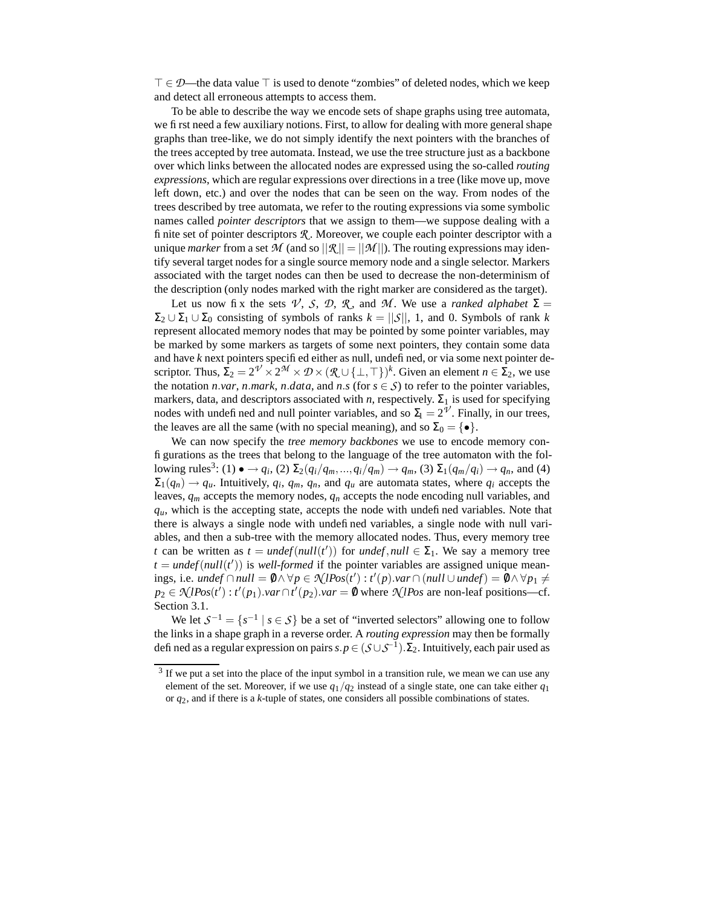$\top \in \mathcal{D}$—the data value $\top$ is used to denote "zombies" of deleted nodes, which we keep and detect all erroneous attempts to access them.

To be able to describe the way we encode sets of shape graphs using tree automata, we first need a few auxiliary notions. First, to allow for dealing with more general shape graphs than tree-like, we do not simply identify the next pointers with the branches of the trees accepted by tree automata. Instead, we use the tree structure just as a backbone over which links between the allocated nodes are expressed using the so-called *routing expressions*, which are regular expressions over directions in a tree (like move up, move left down, etc.) and over the nodes that can be seen on the way. From nodes of the trees described by tree automata, we refer to the routing expressions via some symbolic names called *pointer descriptors* that we assign to them—we suppose dealing with a finite set of pointer descriptors $\mathcal{R}$. Moreover, we couple each pointer descriptor with a unique *marker* from a set $\mathcal{M}$ (and so $||\mathcal{R}|| = ||\mathcal{M}||$). The routing expressions may identify several target nodes for a single source memory node and a single selector. Markers associated with the target nodes can then be used to decrease the non-determinism of the description (only nodes marked with the right marker are considered as the target).

Let us now fix the sets $\mathcal{V}$, $\mathcal{S}$, $\mathcal{D}$, $\mathcal{R}$, and $\mathcal{M}$. We use a *ranked alphabet* $\Sigma = \Sigma_2 \cup \Sigma_1 \cup \Sigma_0$ consisting of symbols of ranks $k = ||\mathcal{S}||$, 1, and 0. Symbols of rank $k$ represent allocated memory nodes that may be pointed by some pointer variables, may be marked by some markers as targets of some next pointers, they contain some data and have $k$ next pointers specified either as null, undefined, or via some next pointer descriptor. Thus, $\Sigma_2 = 2^{\mathcal{V}} \times 2^{\mathcal{M}} \times \mathcal{D} \times (\mathcal{R} \cup \{\perp, \top\})^k$. Given an element $n \in \Sigma_2$, we use the notation $n.var$, $n.mark$, $n.data$, and $n.s$ (for $s \in \mathcal{S}$) to refer to the pointer variables, markers, data, and descriptors associated with $n$, respectively. $\Sigma_1$ is used for specifying nodes with undefined and null pointer variables, and so $\Sigma_1 = 2^{\mathcal{V}}$. Finally, in our trees, the leaves are all the same (with no special meaning), and so $\Sigma_0 = \{\bullet\}$.

We can now specify the *tree memory backbones* we use to encode memory configurations as the trees that belong to the language of the tree automaton with the following rules[3]: (1) $\bullet \to q_i$, (2) $\Sigma_2(q_i/q_m, \ldots, q_i/q_m) \to q_m$, (3) $\Sigma_1(q_m/q_i) \to q_n$, and (4) $\Sigma_1(q_n) \to q_u$. Intuitively, $q_i$, $q_m$, $q_n$, and $q_u$ are automata states, where $q_i$ accepts the leaves, $q_m$ accepts the memory nodes, $q_n$ accepts the node encoding null variables, and $q_u$, which is the accepting state, accepts the node with undefined variables. Note that there is always a single node with undefined variables, a single node with null variables, and then a sub-tree with the memory allocated nodes. Thus, every memory tree $t$ can be written as $t = undef(null(t'))$ for $undef, null \in \Sigma_1$. We say a memory tree $t = undef(null(t'))$ is *well-formed* if the pointer variables are assigned unique meanings, i.e. $undef \cap null = \emptyset \wedge \forall p \in \mathcal{N}lPos(t') : t'(p).var \cap (null \cup undef) = \emptyset \wedge \forall p_1 \neq p_2 \in \mathcal{N}lPos(t') : t'(p_1).var \cap t'(p_2).var = \emptyset$ where $\mathcal{N}lPos$ are non-leaf positions—cf. Section 3.1.

We let $\mathcal{S}^{-1} = \{s^{-1} \mid s \in \mathcal{S}\}$ be a set of "inverted selectors" allowing one to follow the links in a shape graph in a reverse order. A *routing expression* may then be formally defined as a regular expression on pairs $s.p \in (\mathcal{S} \cup \mathcal{S}^{-1}).\Sigma_2$. Intuitively, each pair used as

[3] If we put a set into the place of the input symbol in a transition rule, we mean we can use any element of the set. Moreover, if we use $q_1/q_2$ instead of a single state, one can take either $q_1$ or $q_2$, and if there is a $k$-tuple of states, one considers all possible combinations of states.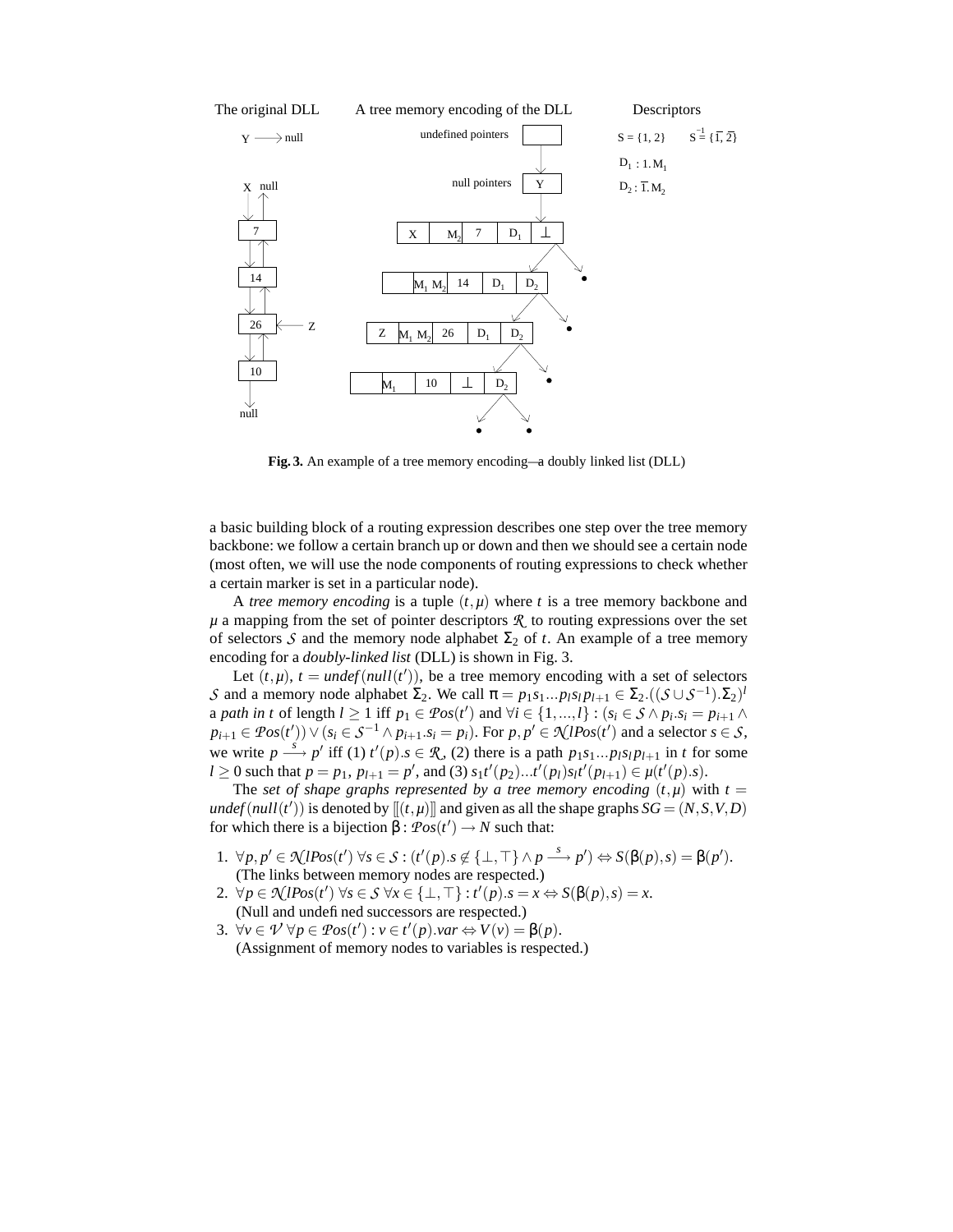**Fig. 3.** An example of a tree memory encoding—a doubly linked list (DLL)

a basic building block of a routing expression describes one step over the tree memory backbone: we follow a certain branch up or down and then we should see a certain node (most often, we will use the node components of routing expressions to check whether a certain marker is set in a particular node).

A *tree memory encoding* is a tuple $(t,\mu)$ where $t$ is a tree memory backbone and $\mu$ a mapping from the set of pointer descriptors $\mathcal{R}$ to routing expressions over the set of selectors $\mathcal{S}$ and the memory node alphabet $\Sigma_2$ of $t$. An example of a tree memory encoding for a *doubly-linked list* (DLL) is shown in Fig. 3.

Let $(t,\mu)$, $t = undef(null(t'))$, be a tree memory encoding with a set of selectors $\mathcal{S}$ and a memory node alphabet $\Sigma_2$. We call $\pi = p_1 s_1 \ldots p_l s_l p_{l+1} \in \Sigma_2.((\mathcal{S} \cup \mathcal{S}^{-1}).\Sigma_2)^l$ a *path in t* of length $l \geq 1$ iff $p_1 \in \mathcal{P}os(t')$ and $\forall i \in \{1,\ldots,l\} : (s_i \in \mathcal{S} \wedge p_i.s_i = p_{i+1} \wedge p_{i+1} \in \mathcal{P}os(t')) \vee (s_i \in \mathcal{S}^{-1} \wedge p_{i+1}.s_i = p_i)$. For $p, p' \in \mathcal{N}lPos(t')$ and a selector $s \in \mathcal{S}$, we write $p \xrightarrow{s} p'$ iff (1) $t'(p).s \in \mathcal{R}$, (2) there is a path $p_1 s_1 \ldots p_l s_l p_{l+1}$ in $t$ for some $l \geq 0$ such that $p = p_1$, $p_{l+1} = p'$, and (3) $s_1 t'(p_2) \ldots t'(p_l) s_l t'(p_{l+1}) \in \mu(t'(p).s)$.

The *set of shape graphs represented by a tree memory encoding* $(t,\mu)$ with $t = undef(null(t'))$ is denoted by $[\![(t,\mu)]\!]$ and given as all the shape graphs $SG = (N,S,V,D)$ for which there is a bijection $\beta : \mathcal{P}os(t') \to N$ such that:

1. $\forall p, p' \in \mathcal{N}lPos(t')\ \forall s \in \mathcal{S} : (t'(p).s \notin \{\bot,\top\} \wedge p \xrightarrow{s} p') \Leftrightarrow S(\beta(p),s) = \beta(p')$.
   (The links between memory nodes are respected.)
2. $\forall p \in \mathcal{N}lPos(t')\ \forall s \in \mathcal{S}\ \forall x \in \{\bot,\top\} : t'(p).s = x \Leftrightarrow S(\beta(p),s) = x$.
   (Null and undefined successors are respected.)
3. $\forall v \in \mathcal{V}\ \forall p \in \mathcal{P}os(t') : v \in t'(p).var \Leftrightarrow V(v) = \beta(p)$.
   (Assignment of memory nodes to variables is respected.)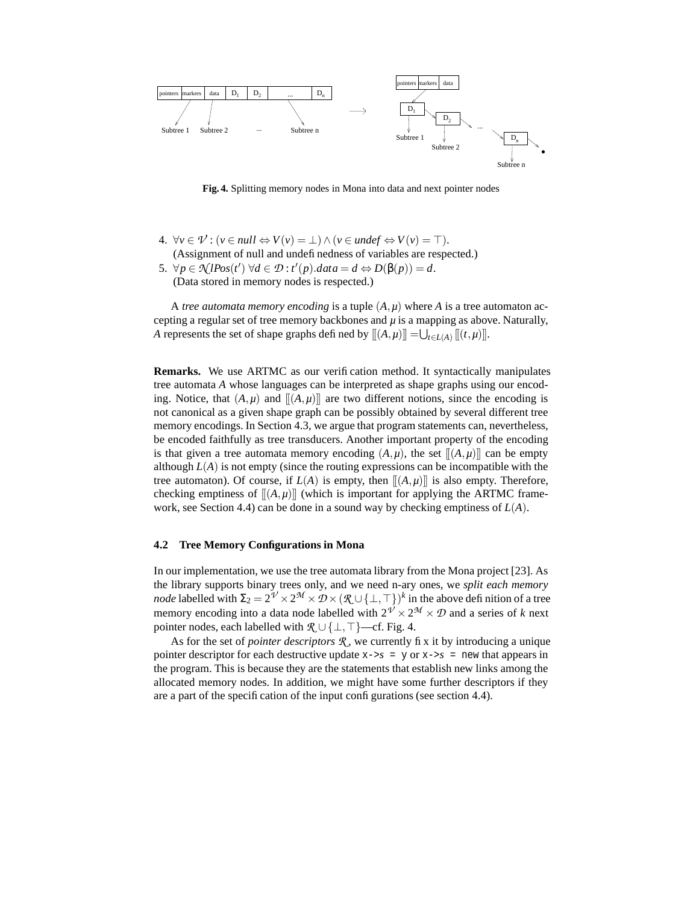**Fig. 4.** Splitting memory nodes in Mona into data and next pointer nodes

4. $\forall v \in \mathcal{V} : (v \in null \Leftrightarrow V(v) = \perp) \wedge (v \in undef \Leftrightarrow V(v) = \top)$.
   (Assignment of null and undefinedness of variables are respected.)
5. $\forall p \in \mathcal{N}lPos(t')\ \forall d \in \mathcal{D} : t'(p).data = d \Leftrightarrow D(\beta(p)) = d$.
   (Data stored in memory nodes is respected.)

A *tree automata memory encoding* is a tuple $(A, \mu)$ where $A$ is a tree automaton accepting a regular set of tree memory backbones and $\mu$ is a mapping as above. Naturally, $A$ represents the set of shape graphs defined by $[\![(A,\mu)]\!] = \bigcup_{t \in L(A)} [\![(t,\mu)]\!]$.

**Remarks.** We use ARTMC as our verification method. It syntactically manipulates tree automata $A$ whose languages can be interpreted as shape graphs using our encoding. Notice, that $(A,\mu)$ and $[\![(A,\mu)]\!]$ are two different notions, since the encoding is not canonical as a given shape graph can be possibly obtained by several different tree memory encodings. In Section 4.3, we argue that program statements can, nevertheless, be encoded faithfully as tree transducers. Another important property of the encoding is that given a tree automata memory encoding $(A,\mu)$, the set $[\![(A,\mu)]\!]$ can be empty although $L(A)$ is not empty (since the routing expressions can be incompatible with the tree automaton). Of course, if $L(A)$ is empty, then $[\![(A,\mu)]\!]$ is also empty. Therefore, checking emptiness of $[\![(A,\mu)]\!]$ (which is important for applying the ARTMC framework, see Section 4.4) can be done in a sound way by checking emptiness of $L(A)$.

### 4.2 Tree Memory Configurations in Mona

In our implementation, we use the tree automata library from the Mona project [23]. As the library supports binary trees only, and we need n-ary ones, we *split each memory node* labelled with $\Sigma_2 = 2^{\mathcal{V}} \times 2^{\mathcal{M}} \times \mathcal{D} \times (\mathcal{R} \cup \{\perp, \top\})^k$ in the above definition of a tree memory encoding into a data node labelled with $2^{\mathcal{V}} \times 2^{\mathcal{M}} \times \mathcal{D}$ and a series of $k$ next pointer nodes, each labelled with $\mathcal{R} \cup \{\perp, \top\}$—cf. Fig. 4.

As for the set of *pointer descriptors* $\mathcal{R}$, we currently fix it by introducing a unique pointer descriptor for each destructive update `x->`$s$ `= y` or `x->`$s$ `= new` that appears in the program. This is because they are the statements that establish new links among the allocated memory nodes. In addition, we might have some further descriptors if they are a part of the specification of the input configurations (see section 4.4).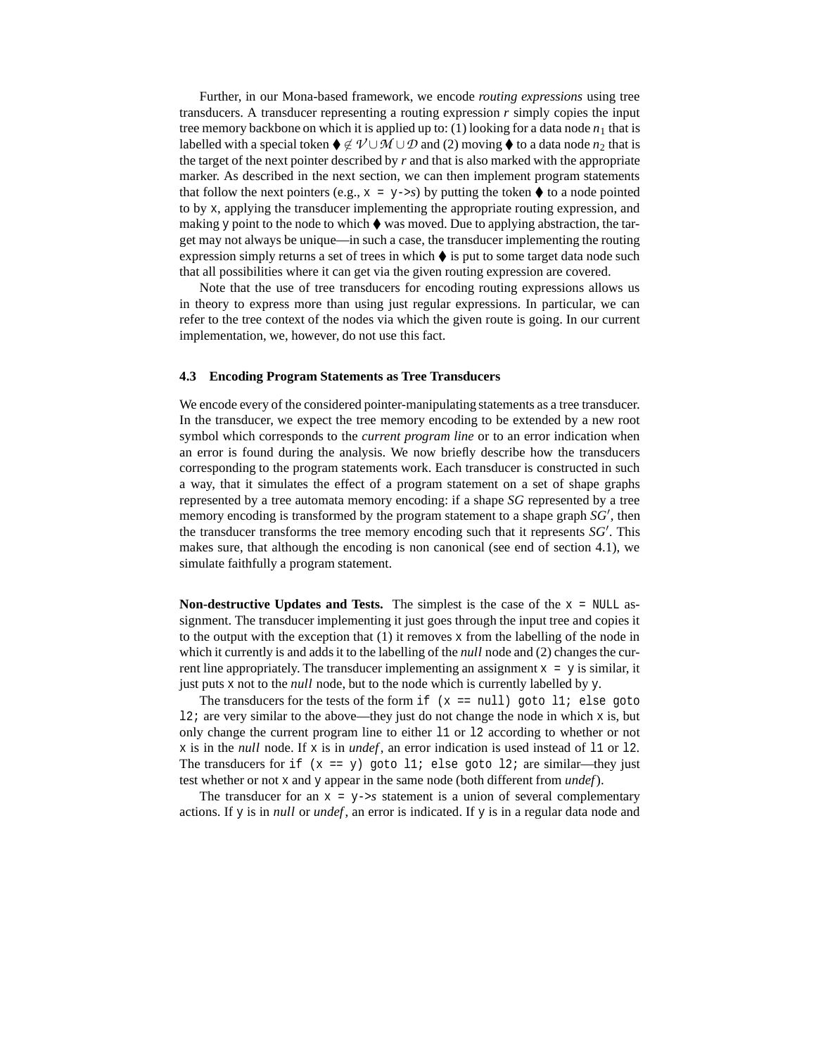Further, in our Mona-based framework, we encode *routing expressions* using tree transducers. A transducer representing a routing expression $r$ simply copies the input tree memory backbone on which it is applied up to: (1) looking for a data node $n_1$ that is labelled with a special token $\blacklozenge \notin \mathcal{V} \cup \mathcal{M} \cup \mathcal{D}$ and (2) moving $\blacklozenge$ to a data node $n_2$ that is the target of the next pointer described by $r$ and that is also marked with the appropriate marker. As described in the next section, we can then implement program statements that follow the next pointers (e.g., `x = y->`$s$) by putting the token $\blacklozenge$ to a node pointed to by `x`, applying the transducer implementing the appropriate routing expression, and making `y` point to the node to which $\blacklozenge$ was moved. Due to applying abstraction, the target may not always be unique—in such a case, the transducer implementing the routing expression simply returns a set of trees in which $\blacklozenge$ is put to some target data node such that all possibilities where it can get via the given routing expression are covered.

Note that the use of tree transducers for encoding routing expressions allows us in theory to express more than using just regular expressions. In particular, we can refer to the tree context of the nodes via which the given route is going. In our current implementation, we, however, do not use this fact.

### 4.3 Encoding Program Statements as Tree Transducers

We encode every of the considered pointer-manipulating statements as a tree transducer. In the transducer, we expect the tree memory encoding to be extended by a new root symbol which corresponds to the *current program line* or to an error indication when an error is found during the analysis. We now briefly describe how the transducers corresponding to the program statements work. Each transducer is constructed in such a way, that it simulates the effect of a program statement on a set of shape graphs represented by a tree automata memory encoding: if a shape $SG$ represented by a tree memory encoding is transformed by the program statement to a shape graph $SG'$, then the transducer transforms the tree memory encoding such that it represents $SG'$. This makes sure, that although the encoding is non canonical (see end of section 4.1), we simulate faithfully a program statement.

**Non-destructive Updates and Tests.** The simplest is the case of the `x = NULL` assignment. The transducer implementing it just goes through the input tree and copies it to the output with the exception that (1) it removes `x` from the labelling of the node in which it currently is and adds it to the labelling of the *null* node and (2) changes the current line appropriately. The transducer implementing an assignment `x = y` is similar, it just puts `x` not to the *null* node, but to the node which is currently labelled by `y`.

The transducers for the tests of the form `if (x == null) goto l1; else goto l2;` are very similar to the above—they just do not change the node in which `x` is, but only change the current program line to either `l1` or `l2` according to whether or not `x` is in the *null* node. If `x` is in *undef*, an error indication is used instead of `l1` or `l2`. The transducers for `if (x == y) goto l1; else goto l2;` are similar—they just test whether or not `x` and `y` appear in the same node (both different from *undef*).

The transducer for an `x = y->`$s$ statement is a union of several complementary actions. If `y` is in *null* or *undef*, an error is indicated. If `y` is in a regular data node and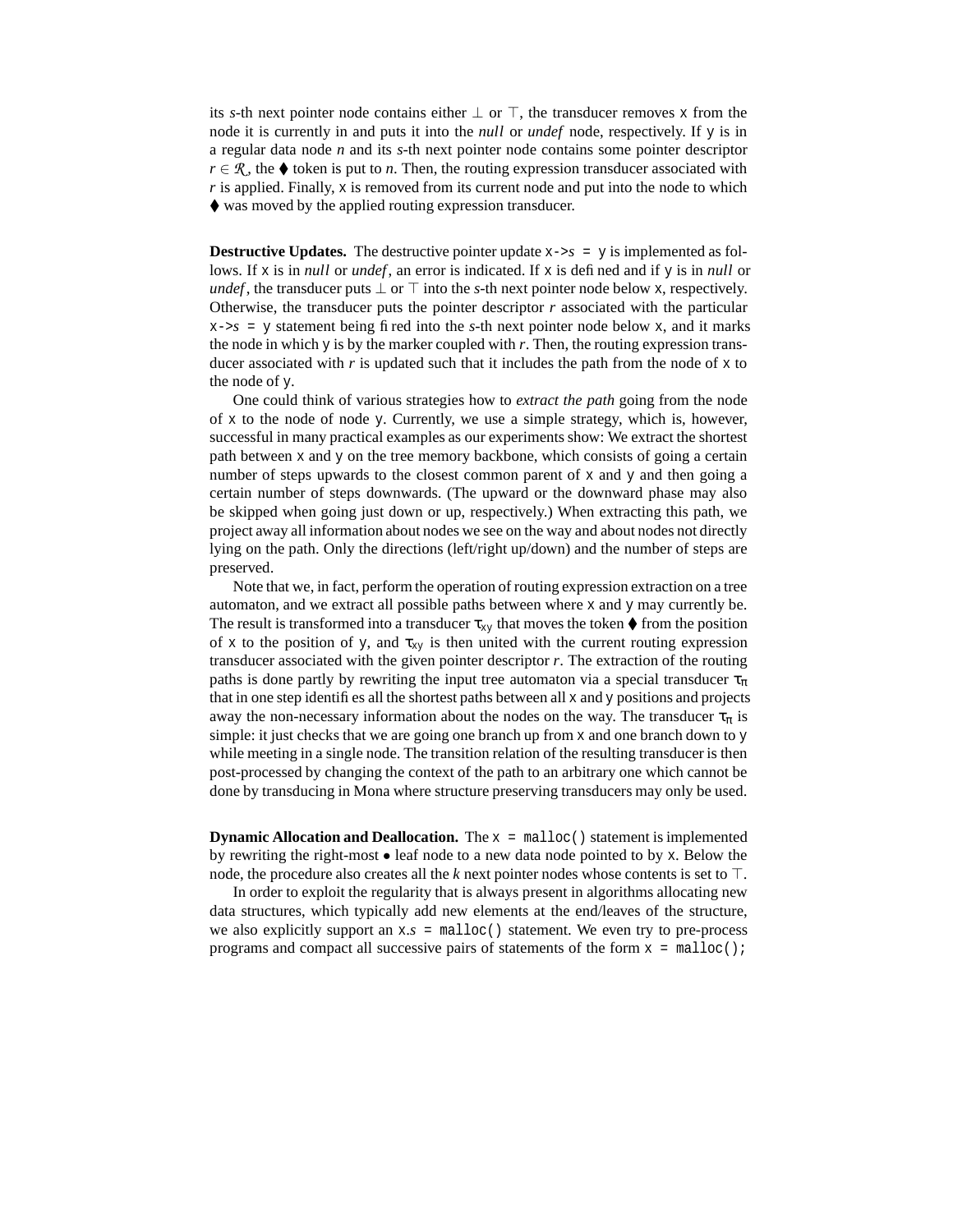its $s$-th next pointer node contains either $\perp$ or $\top$, the transducer removes x from the node it is currently in and puts it into the *null* or *undef* node, respectively. If y is in a regular data node $n$ and its $s$-th next pointer node contains some pointer descriptor $r \in \mathcal{R}$, the ⧫ token is put to $n$. Then, the routing expression transducer associated with $r$ is applied. Finally, x is removed from its current node and put into the node to which ⧫ was moved by the applied routing expression transducer.

**Destructive Updates.** The destructive pointer update x->$s$ = y is implemented as follows. If x is in *null* or *undef*, an error is indicated. If x is defined and if y is in *null* or *undef*, the transducer puts $\perp$ or $\top$ into the $s$-th next pointer node below x, respectively. Otherwise, the transducer puts the pointer descriptor $r$ associated with the particular x->$s$ = y statement being fired into the $s$-th next pointer node below x, and it marks the node in which y is by the marker coupled with $r$. Then, the routing expression transducer associated with $r$ is updated such that it includes the path from the node of x to the node of y.

One could think of various strategies how to *extract the path* going from the node of x to the node of node y. Currently, we use a simple strategy, which is, however, successful in many practical examples as our experiments show: We extract the shortest path between x and y on the tree memory backbone, which consists of going a certain number of steps upwards to the closest common parent of x and y and then going a certain number of steps downwards. (The upward or the downward phase may also be skipped when going just down or up, respectively.) When extracting this path, we project away all information about nodes we see on the way and about nodes not directly lying on the path. Only the directions (left/right up/down) and the number of steps are preserved.

Note that we, in fact, perform the operation of routing expression extraction on a tree automaton, and we extract all possible paths between where x and y may currently be. The result is transformed into a transducer $\tau_{xy}$ that moves the token ⧫ from the position of x to the position of y, and $\tau_{xy}$ is then united with the current routing expression transducer associated with the given pointer descriptor $r$. The extraction of the routing paths is done partly by rewriting the input tree automaton via a special transducer $\tau_{\pi}$ that in one step identifies all the shortest paths between all x and y positions and projects away the non-necessary information about the nodes on the way. The transducer $\tau_{\pi}$ is simple: it just checks that we are going one branch up from x and one branch down to y while meeting in a single node. The transition relation of the resulting transducer is then post-processed by changing the context of the path to an arbitrary one which cannot be done by transducing in Mona where structure preserving transducers may only be used.

**Dynamic Allocation and Deallocation.** The x = malloc() statement is implemented by rewriting the right-most $\bullet$ leaf node to a new data node pointed to by x. Below the node, the procedure also creates all the $k$ next pointer nodes whose contents is set to $\top$.

In order to exploit the regularity that is always present in algorithms allocating new data structures, which typically add new elements at the end/leaves of the structure, we also explicitly support an x.$s$ = malloc() statement. We even try to pre-process programs and compact all successive pairs of statements of the form x = malloc();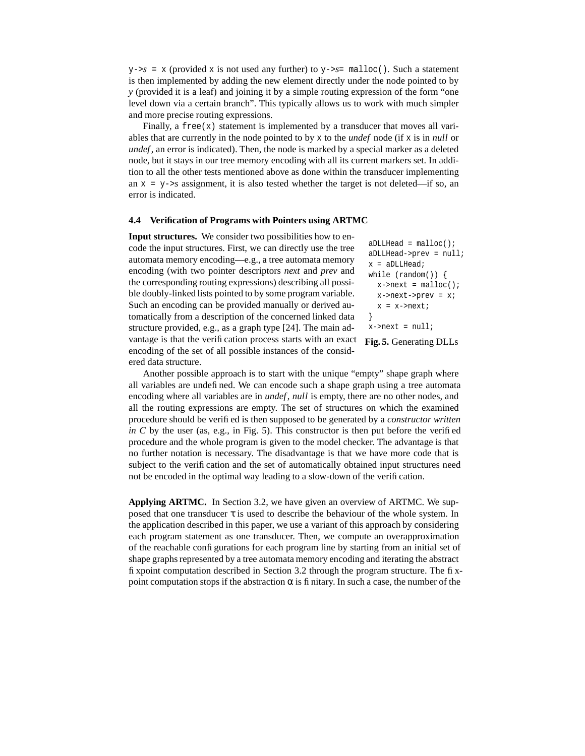`y->`*s* `= x` (provided `x` is not used any further) to `y->`*s*`= malloc()`. Such a statement is then implemented by adding the new element directly under the node pointed to by *y* (provided it is a leaf) and joining it by a simple routing expression of the form "one level down via a certain branch". This typically allows us to work with much simpler and more precise routing expressions.

Finally, a `free(x)` statement is implemented by a transducer that moves all variables that are currently in the node pointed to by `x` to the *undef* node (if `x` is in *null* or *undef*, an error is indicated). Then, the node is marked by a special marker as a deleted node, but it stays in our tree memory encoding with all its current markers set. In addition to all the other tests mentioned above as done within the transducer implementing an `x = y->`*s* assignment, it is also tested whether the target is not deleted—if so, an error is indicated.

### 4.4 Verification of Programs with Pointers using ARTMC

**Input structures.** We consider two possibilities how to encode the input structures. First, we can directly use the tree automata memory encoding—e.g., a tree automata memory encoding (with two pointer descriptors *next* and *prev* and the corresponding routing expressions) describing all possible doubly-linked lists pointed to by some program variable. Such an encoding can be provided manually or derived automatically from a description of the concerned linked data structure provided, e.g., as a graph type [24]. The main advantage is that the verification process starts with an exact encoding of the set of all possible instances of the considered data structure.

```
aDLLHead = malloc();
aDLLHead->prev = null;
x = aDLLHead;
while (random()) {
  x->next = malloc();
  x->next->prev = x;
  x = x->next;
}
x->next = null;
```

**Fig. 5.** Generating DLLs

Another possible approach is to start with the unique "empty" shape graph where all variables are undefined. We can encode such a shape graph using a tree automata encoding where all variables are in *undef*, *null* is empty, there are no other nodes, and all the routing expressions are empty. The set of structures on which the examined procedure should be verified is then supposed to be generated by a *constructor written in C* by the user (as, e.g., in Fig. 5). This constructor is then put before the verified procedure and the whole program is given to the model checker. The advantage is that no further notation is necessary. The disadvantage is that we have more code that is subject to the verification and the set of automatically obtained input structures need not be encoded in the optimal way leading to a slow-down of the verification.

**Applying ARTMC.** In Section 3.2, we have given an overview of ARTMC. We supposed that one transducer $\tau$ is used to describe the behaviour of the whole system. In the application described in this paper, we use a variant of this approach by considering each program statement as one transducer. Then, we compute an overapproximation of the reachable configurations for each program line by starting from an initial set of shape graphs represented by a tree automata memory encoding and iterating the abstract fixpoint computation described in Section 3.2 through the program structure. The fixpoint computation stops if the abstraction $\alpha$ is finitary. In such a case, the number of the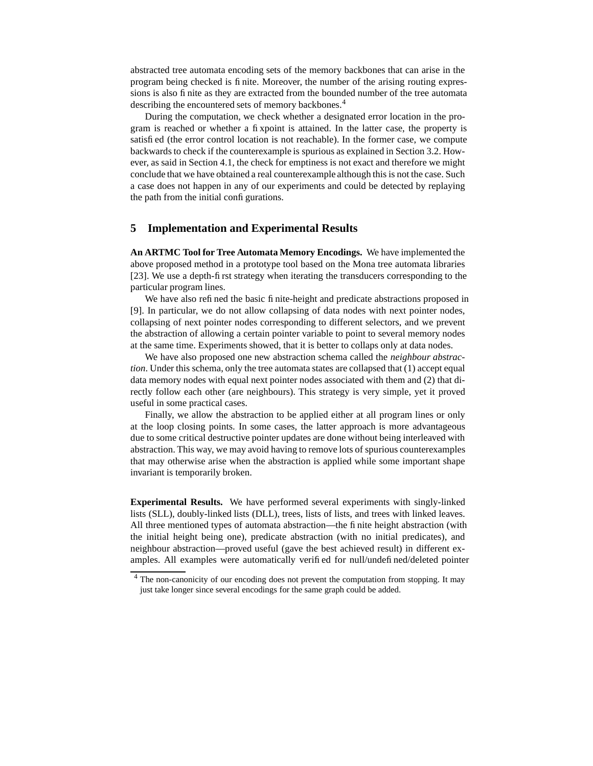abstracted tree automata encoding sets of the memory backbones that can arise in the program being checked is finite. Moreover, the number of the arising routing expressions is also finite as they are extracted from the bounded number of the tree automata describing the encountered sets of memory backbones.[4]

During the computation, we check whether a designated error location in the program is reached or whether a fixpoint is attained. In the latter case, the property is satisfied (the error control location is not reachable). In the former case, we compute backwards to check if the counterexample is spurious as explained in Section 3.2. However, as said in Section 4.1, the check for emptiness is not exact and therefore we might conclude that we have obtained a real counterexample although this is not the case. Such a case does not happen in any of our experiments and could be detected by replaying the path from the initial configurations.

## 5 Implementation and Experimental Results

**An ARTMC Tool for Tree Automata Memory Encodings.** We have implemented the above proposed method in a prototype tool based on the Mona tree automata libraries [23]. We use a depth-first strategy when iterating the transducers corresponding to the particular program lines.

We have also refined the basic finite-height and predicate abstractions proposed in [9]. In particular, we do not allow collapsing of data nodes with next pointer nodes, collapsing of next pointer nodes corresponding to different selectors, and we prevent the abstraction of allowing a certain pointer variable to point to several memory nodes at the same time. Experiments showed, that it is better to collaps only at data nodes.

We have also proposed one new abstraction schema called the *neighbour abstraction*. Under this schema, only the tree automata states are collapsed that (1) accept equal data memory nodes with equal next pointer nodes associated with them and (2) that directly follow each other (are neighbours). This strategy is very simple, yet it proved useful in some practical cases.

Finally, we allow the abstraction to be applied either at all program lines or only at the loop closing points. In some cases, the latter approach is more advantageous due to some critical destructive pointer updates are done without being interleaved with abstraction. This way, we may avoid having to remove lots of spurious counterexamples that may otherwise arise when the abstraction is applied while some important shape invariant is temporarily broken.

**Experimental Results.** We have performed several experiments with singly-linked lists (SLL), doubly-linked lists (DLL), trees, lists of lists, and trees with linked leaves. All three mentioned types of automata abstraction—the finite height abstraction (with the initial height being one), predicate abstraction (with no initial predicates), and neighbour abstraction—proved useful (gave the best achieved result) in different examples. All examples were automatically verified for null/undefined/deleted pointer

[4] The non-canonicity of our encoding does not prevent the computation from stopping. It may just take longer since several encodings for the same graph could be added.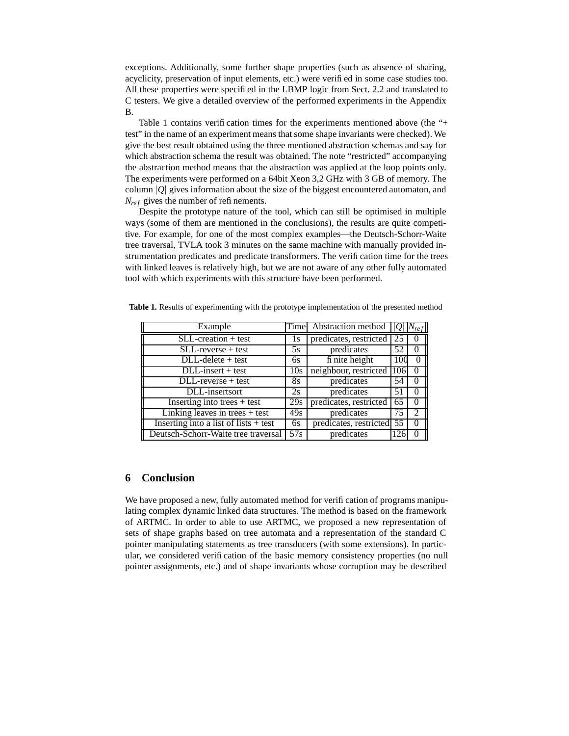exceptions. Additionally, some further shape properties (such as absence of sharing, acyclicity, preservation of input elements, etc.) were verified in some case studies too. All these properties were specified in the LBMP logic from Sect. 2.2 and translated to C testers. We give a detailed overview of the performed experiments in the Appendix B.

Table 1 contains verification times for the experiments mentioned above (the "+ test" in the name of an experiment means that some shape invariants were checked). We give the best result obtained using the three mentioned abstraction schemas and say for which abstraction schema the result was obtained. The note "restricted" accompanying the abstraction method means that the abstraction was applied at the loop points only. The experiments were performed on a 64bit Xeon 3,2 GHz with 3 GB of memory. The column $|Q|$ gives information about the size of the biggest encountered automaton, and $N_{ref}$ gives the number of refinements.

Despite the prototype nature of the tool, which can still be optimised in multiple ways (some of them are mentioned in the conclusions), the results are quite competitive. For example, for one of the most complex examples—the Deutsch-Schorr-Waite tree traversal, TVLA took 3 minutes on the same machine with manually provided instrumentation predicates and predicate transformers. The verification time for the trees with linked leaves is relatively high, but we are not aware of any other fully automated tool with which experiments with this structure have been performed.

**Table 1.** Results of experimenting with the prototype implementation of the presented method

| Example | Time | Abstraction method | $\lvert Q\rvert$ | $N_{ref}$ |
|---|---|---|---|---|
| SLL-creation + test | 1s | predicates, restricted | 25 | 0 |
| SLL-reverse + test | 5s | predicates | 52 | 0 |
| DLL-delete + test | 6s | finite height | 100 | 0 |
| DLL-insert + test | 10s | neighbour, restricted | 106 | 0 |
| DLL-reverse + test | 8s | predicates | 54 | 0 |
| DLL-insertsort | 2s | predicates | 51 | 0 |
| Inserting into trees + test | 29s | predicates, restricted | 65 | 0 |
| Linking leaves in trees + test | 49s | predicates | 75 | 2 |
| Inserting into a list of lists + test | 6s | predicates, restricted | 55 | 0 |
| Deutsch-Schorr-Waite tree traversal | 57s | predicates | 126 | 0 |

## 6 Conclusion

We have proposed a new, fully automated method for verification of programs manipulating complex dynamic linked data structures. The method is based on the framework of ARTMC. In order to able to use ARTMC, we proposed a new representation of sets of shape graphs based on tree automata and a representation of the standard C pointer manipulating statements as tree transducers (with some extensions). In particular, we considered verification of the basic memory consistency properties (no null pointer assignments, etc.) and of shape invariants whose corruption may be described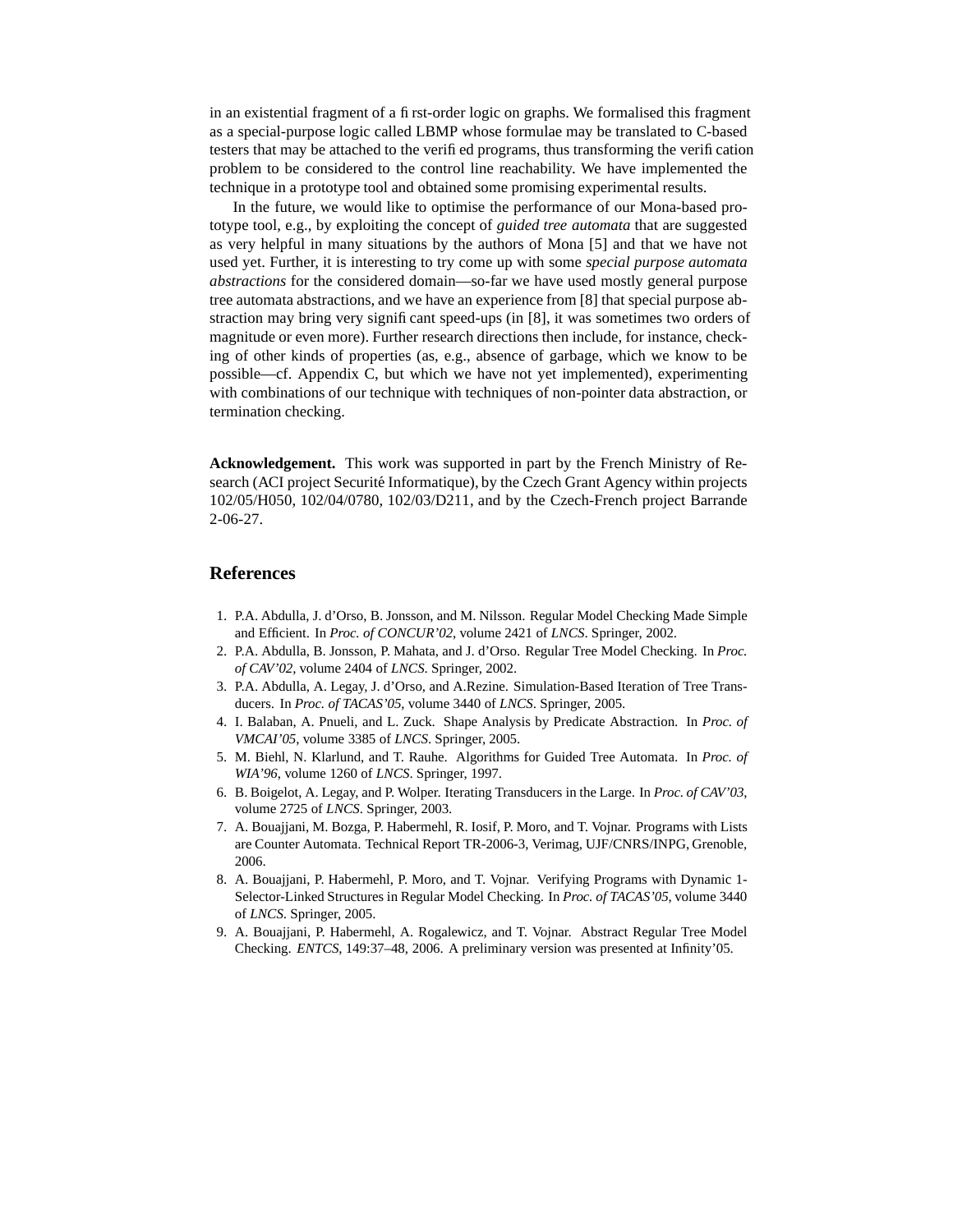in an existential fragment of a first-order logic on graphs. We formalised this fragment as a special-purpose logic called LBMP whose formulae may be translated to C-based testers that may be attached to the verified programs, thus transforming the verification problem to be considered to the control line reachability. We have implemented the technique in a prototype tool and obtained some promising experimental results.

In the future, we would like to optimise the performance of our Mona-based prototype tool, e.g., by exploiting the concept of *guided tree automata* that are suggested as very helpful in many situations by the authors of Mona [5] and that we have not used yet. Further, it is interesting to try come up with some *special purpose automata abstractions* for the considered domain—so-far we have used mostly general purpose tree automata abstractions, and we have an experience from [8] that special purpose abstraction may bring very significant speed-ups (in [8], it was sometimes two orders of magnitude or even more). Further research directions then include, for instance, checking of other kinds of properties (as, e.g., absence of garbage, which we know to be possible—cf. Appendix C, but which we have not yet implemented), experimenting with combinations of our technique with techniques of non-pointer data abstraction, or termination checking.

**Acknowledgement.** This work was supported in part by the French Ministry of Research (ACI project Securité Informatique), by the Czech Grant Agency within projects 102/05/H050, 102/04/0780, 102/03/D211, and by the Czech-French project Barrande 2-06-27.

## References

1. P.A. Abdulla, J. d'Orso, B. Jonsson, and M. Nilsson. Regular Model Checking Made Simple and Efficient. In *Proc. of CONCUR'02*, volume 2421 of *LNCS*. Springer, 2002.
2. P.A. Abdulla, B. Jonsson, P. Mahata, and J. d'Orso. Regular Tree Model Checking. In *Proc. of CAV'02*, volume 2404 of *LNCS*. Springer, 2002.
3. P.A. Abdulla, A. Legay, J. d'Orso, and A.Rezine. Simulation-Based Iteration of Tree Transducers. In *Proc. of TACAS'05*, volume 3440 of *LNCS*. Springer, 2005.
4. I. Balaban, A. Pnueli, and L. Zuck. Shape Analysis by Predicate Abstraction. In *Proc. of VMCAI'05*, volume 3385 of *LNCS*. Springer, 2005.
5. M. Biehl, N. Klarlund, and T. Rauhe. Algorithms for Guided Tree Automata. In *Proc. of WIA'96*, volume 1260 of *LNCS*. Springer, 1997.
6. B. Boigelot, A. Legay, and P. Wolper. Iterating Transducers in the Large. In *Proc. of CAV'03*, volume 2725 of *LNCS*. Springer, 2003.
7. A. Bouajjani, M. Bozga, P. Habermehl, R. Iosif, P. Moro, and T. Vojnar. Programs with Lists are Counter Automata. Technical Report TR-2006-3, Verimag, UJF/CNRS/INPG, Grenoble, 2006.
8. A. Bouajjani, P. Habermehl, P. Moro, and T. Vojnar. Verifying Programs with Dynamic 1-Selector-Linked Structures in Regular Model Checking. In *Proc. of TACAS'05*, volume 3440 of *LNCS*. Springer, 2005.
9. A. Bouajjani, P. Habermehl, A. Rogalewicz, and T. Vojnar. Abstract Regular Tree Model Checking. *ENTCS*, 149:37–48, 2006. A preliminary version was presented at Infinity'05.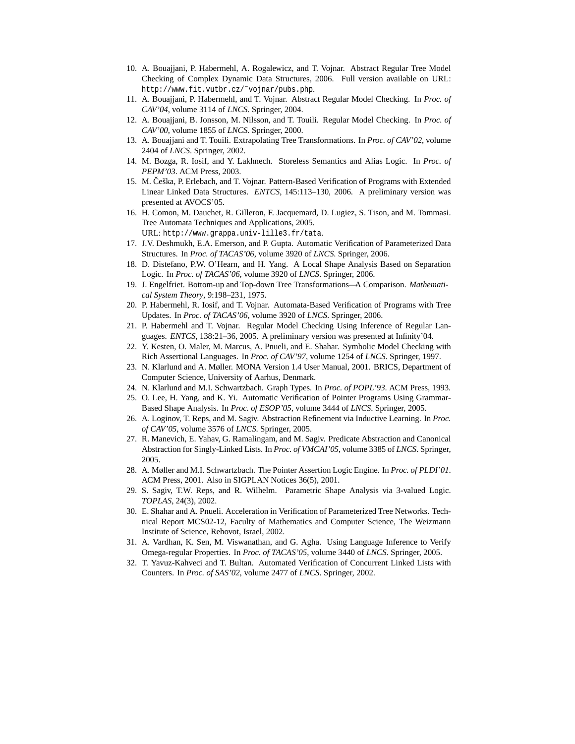10. A. Bouajjani, P. Habermehl, A. Rogalewicz, and T. Vojnar. Abstract Regular Tree Model Checking of Complex Dynamic Data Structures, 2006. Full version available on URL: `http://www.fit.vutbr.cz/~vojnar/pubs.php`.
11. A. Bouajjani, P. Habermehl, and T. Vojnar. Abstract Regular Model Checking. In *Proc. of CAV'04*, volume 3114 of *LNCS*. Springer, 2004.
12. A. Bouajjani, B. Jonsson, M. Nilsson, and T. Touili. Regular Model Checking. In *Proc. of CAV'00*, volume 1855 of *LNCS*. Springer, 2000.
13. A. Bouajjani and T. Touili. Extrapolating Tree Transformations. In *Proc. of CAV'02*, volume 2404 of *LNCS*. Springer, 2002.
14. M. Bozga, R. Iosif, and Y. Lakhnech. Storeless Semantics and Alias Logic. In *Proc. of PEPM'03*. ACM Press, 2003.
15. M. Češka, P. Erlebach, and T. Vojnar. Pattern-Based Verification of Programs with Extended Linear Linked Data Structures. *ENTCS*, 145:113–130, 2006. A preliminary version was presented at AVOCS'05.
16. H. Comon, M. Dauchet, R. Gilleron, F. Jacquemard, D. Lugiez, S. Tison, and M. Tommasi. Tree Automata Techniques and Applications, 2005. URL: `http://www.grappa.univ-lille3.fr/tata`.
17. J.V. Deshmukh, E.A. Emerson, and P. Gupta. Automatic Verification of Parameterized Data Structures. In *Proc. of TACAS'06*, volume 3920 of *LNCS*. Springer, 2006.
18. D. Distefano, P.W. O'Hearn, and H. Yang. A Local Shape Analysis Based on Separation Logic. In *Proc. of TACAS'06*, volume 3920 of *LNCS*. Springer, 2006.
19. J. Engelfriet. Bottom-up and Top-down Tree Transformations—A Comparison. *Mathematical System Theory*, 9:198–231, 1975.
20. P. Habermehl, R. Iosif, and T. Vojnar. Automata-Based Verification of Programs with Tree Updates. In *Proc. of TACAS'06*, volume 3920 of *LNCS*. Springer, 2006.
21. P. Habermehl and T. Vojnar. Regular Model Checking Using Inference of Regular Languages. *ENTCS*, 138:21–36, 2005. A preliminary version was presented at Infinity'04.
22. Y. Kesten, O. Maler, M. Marcus, A. Pnueli, and E. Shahar. Symbolic Model Checking with Rich Assertional Languages. In *Proc. of CAV'97*, volume 1254 of *LNCS*. Springer, 1997.
23. N. Klarlund and A. Møller. MONA Version 1.4 User Manual, 2001. BRICS, Department of Computer Science, University of Aarhus, Denmark.
24. N. Klarlund and M.I. Schwartzbach. Graph Types. In *Proc. of POPL'93*. ACM Press, 1993.
25. O. Lee, H. Yang, and K. Yi. Automatic Verification of Pointer Programs Using Grammar-Based Shape Analysis. In *Proc. of ESOP'05*, volume 3444 of *LNCS*. Springer, 2005.
26. A. Loginov, T. Reps, and M. Sagiv. Abstraction Refinement via Inductive Learning. In *Proc. of CAV'05*, volume 3576 of *LNCS*. Springer, 2005.
27. R. Manevich, E. Yahav, G. Ramalingam, and M. Sagiv. Predicate Abstraction and Canonical Abstraction for Singly-Linked Lists. In *Proc. of VMCAI'05*, volume 3385 of *LNCS*. Springer, 2005.
28. A. Møller and M.I. Schwartzbach. The Pointer Assertion Logic Engine. In *Proc. of PLDI'01*. ACM Press, 2001. Also in SIGPLAN Notices 36(5), 2001.
29. S. Sagiv, T.W. Reps, and R. Wilhelm. Parametric Shape Analysis via 3-valued Logic. *TOPLAS*, 24(3), 2002.
30. E. Shahar and A. Pnueli. Acceleration in Verification of Parameterized Tree Networks. Technical Report MCS02-12, Faculty of Mathematics and Computer Science, The Weizmann Institute of Science, Rehovot, Israel, 2002.
31. A. Vardhan, K. Sen, M. Viswanathan, and G. Agha. Using Language Inference to Verify Omega-regular Properties. In *Proc. of TACAS'05*, volume 3440 of *LNCS*. Springer, 2005.
32. T. Yavuz-Kahveci and T. Bultan. Automated Verification of Concurrent Linked Lists with Counters. In *Proc. of SAS'02*, volume 2477 of *LNCS*. Springer, 2002.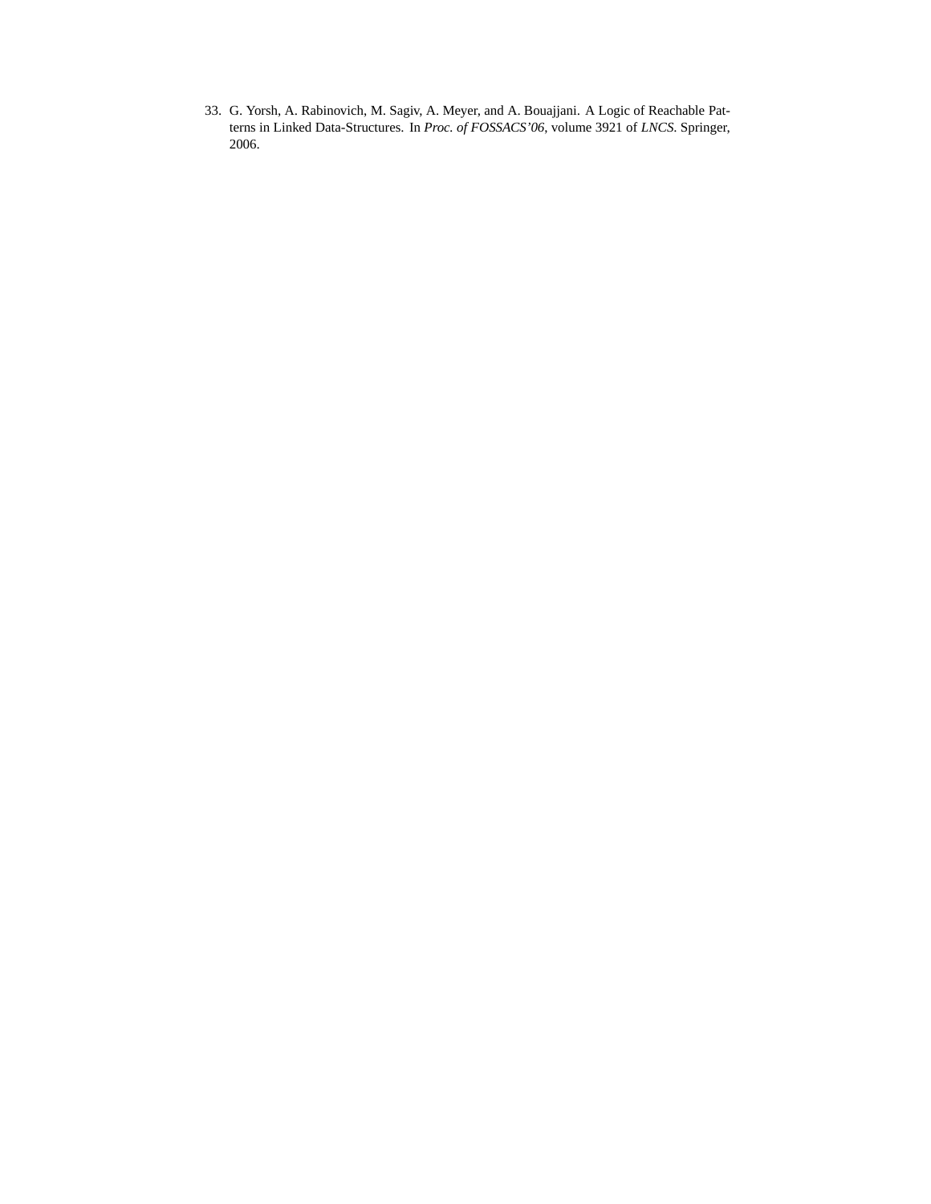33. G. Yorsh, A. Rabinovich, M. Sagiv, A. Meyer, and A. Bouajjani. A Logic of Reachable Patterns in Linked Data-Structures. In *Proc. of FOSSACS'06*, volume 3921 of *LNCS*. Springer, 2006.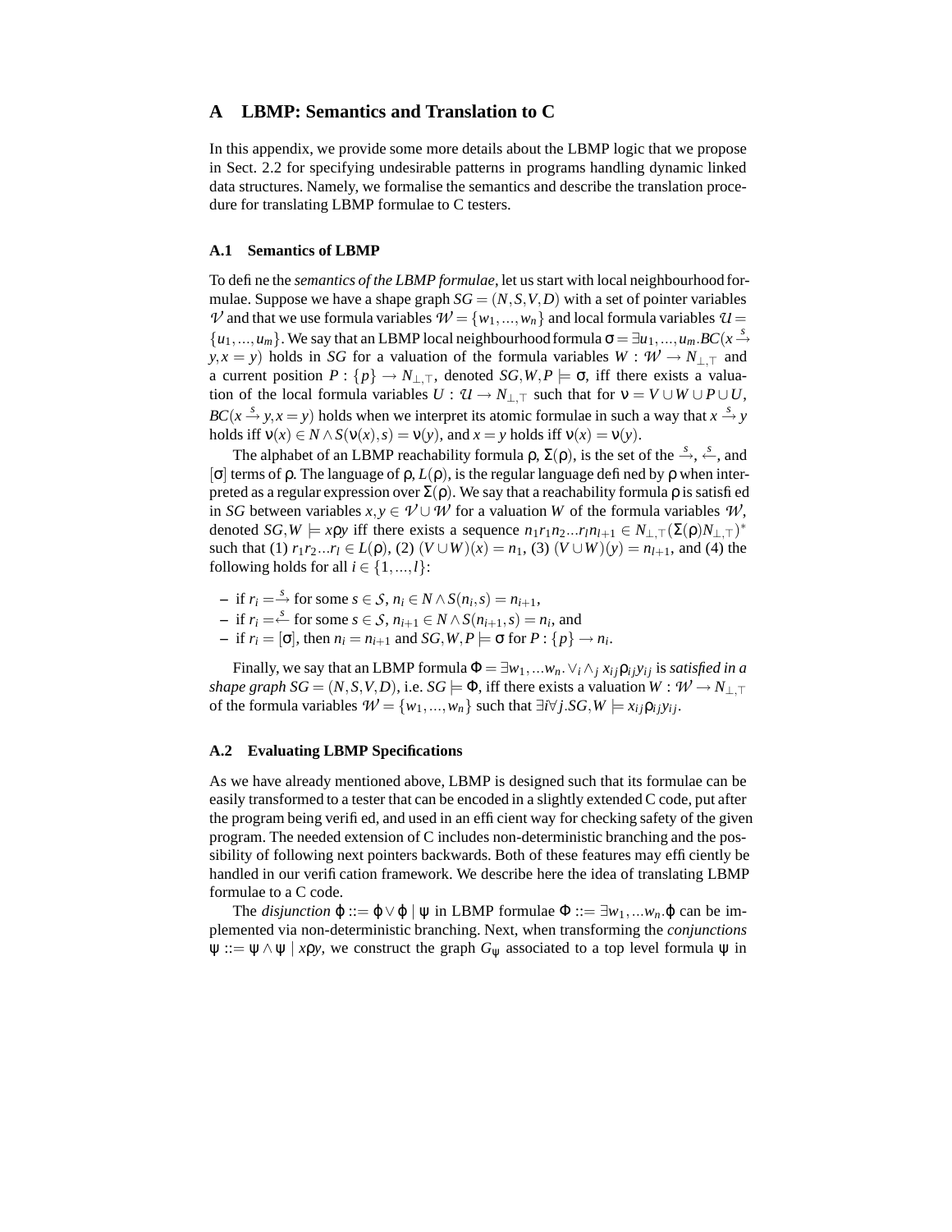## A LBMP: Semantics and Translation to C

In this appendix, we provide some more details about the LBMP logic that we propose in Sect. 2.2 for specifying undesirable patterns in programs handling dynamic linked data structures. Namely, we formalise the semantics and describe the translation procedure for translating LBMP formulae to C testers.

### A.1 Semantics of LBMP

To define the *semantics of the LBMP formulae*, let us start with local neighbourhood formulae. Suppose we have a shape graph $SG = (N, S, V, D)$ with a set of pointer variables $\mathcal{V}$ and that we use formula variables $\mathcal{W} = \{w_1, ..., w_n\}$ and local formula variables $\mathcal{U} = \{u_1, ..., u_m\}$. We say that an LBMP local neighbourhood formula $\sigma = \exists u_1, ..., u_m. BC(x \xrightarrow{s} y, x = y)$ holds in $SG$ for a valuation of the formula variables $W : \mathcal{W} \to N_{\perp,\top}$ and a current position $P : \{p\} \to N_{\perp,\top}$, denoted $SG, W, P \models \sigma$, iff there exists a valuation of the local formula variables $U : \mathcal{U} \to N_{\perp,\top}$ such that for $\nu = V \cup W \cup P \cup U$, $BC(x \xrightarrow{s} y, x = y)$ holds when we interpret its atomic formulae in such a way that $x \xrightarrow{s} y$ holds iff $\nu(x) \in N \wedge S(\nu(x), s) = \nu(y)$, and $x = y$ holds iff $\nu(x) = \nu(y)$.

The alphabet of an LBMP reachability formula $\rho$, $\Sigma(\rho)$, is the set of the $\xrightarrow{s}$, $\xleftarrow{s}$, and $[\sigma]$ terms of $\rho$. The language of $\rho$, $L(\rho)$, is the regular language defined by $\rho$ when interpreted as a regular expression over $\Sigma(\rho)$. We say that a reachability formula $\rho$ is satisfied in $SG$ between variables $x, y \in \mathcal{V} \cup \mathcal{W}$ for a valuation $W$ of the formula variables $\mathcal{W}$, denoted $SG, W \models x\rho y$ iff there exists a sequence $n_1 r_1 n_2 ... r_l n_{l+1} \in N_{\perp,\top}(\Sigma(\rho) N_{\perp,\top})^*$ such that (1) $r_1 r_2 ... r_l \in L(\rho)$, (2) $(V \cup W)(x) = n_1$, (3) $(V \cup W)(y) = n_{l+1}$, and (4) the following holds for all $i \in \{1, ..., l\}$:

- if $r_i = \xrightarrow{s}$ for some $s \in \mathcal{S}$, $n_i \in N \wedge S(n_i, s) = n_{i+1}$,
- if $r_i = \xleftarrow{s}$ for some $s \in \mathcal{S}$, $n_{i+1} \in N \wedge S(n_{i+1}, s) = n_i$, and
- if $r_i = [\sigma]$, then $n_i = n_{i+1}$ and $SG, W, P \models \sigma$ for $P : \{p\} \to n_i$.

Finally, we say that an LBMP formula $\Phi = \exists w_1, ... w_n. \vee_i \wedge_j x_{ij} \rho_{ij} y_{ij}$ is *satisfied in a shape graph* $SG = (N, S, V, D)$, i.e. $SG \models \Phi$, iff there exists a valuation $W : \mathcal{W} \to N_{\perp,\top}$ of the formula variables $\mathcal{W} = \{w_1, ..., w_n\}$ such that $\exists i \forall j. SG, W \models x_{ij} \rho_{ij} y_{ij}$.

### A.2 Evaluating LBMP Specifications

As we have already mentioned above, LBMP is designed such that its formulae can be easily transformed to a tester that can be encoded in a slightly extended C code, put after the program being verified, and used in an efficient way for checking safety of the given program. The needed extension of C includes non-deterministic branching and the possibility of following next pointers backwards. Both of these features may efficiently be handled in our verification framework. We describe here the idea of translating LBMP formulae to a C code.

The *disjunction* $\varphi ::= \varphi \vee \varphi \mid \psi$ in LBMP formulae $\Phi ::= \exists w_1, ... w_n. \varphi$ can be implemented via non-deterministic branching. Next, when transforming the *conjunctions* $\psi ::= \psi \wedge \psi \mid x\rho y$, we construct the graph $G_\psi$ associated to a top level formula $\psi$ in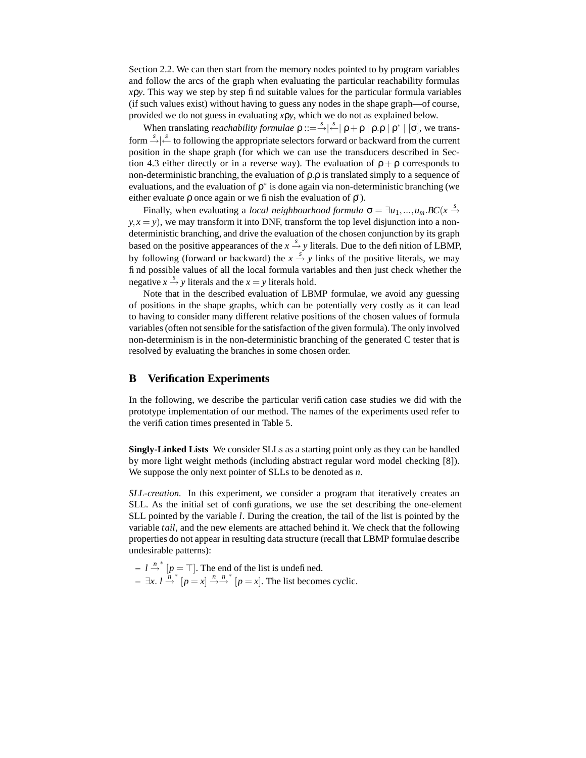Section 2.2. We can then start from the memory nodes pointed to by program variables and follow the arcs of the graph when evaluating the particular reachability formulas $x\rho y$. This way we step by step find suitable values for the particular formula variables (if such values exist) without having to guess any nodes in the shape graph—of course, provided we do not guess in evaluating $x\rho y$, which we do not as explained below.

When translating *reachability formulae* $\rho ::= \xrightarrow{s} | \xleftarrow{s} | \rho + \rho \mid \rho.\rho \mid \rho^* \mid [\sigma]$, we transform $\xrightarrow{s} | \xleftarrow{s}$ to following the appropriate selectors forward or backward from the current position in the shape graph (for which we can use the transducers described in Section 4.3 either directly or in a reverse way). The evaluation of $\rho + \rho$ corresponds to non-deterministic branching, the evaluation of $\rho.\rho$ is translated simply to a sequence of evaluations, and the evaluation of $\rho^*$ is done again via non-deterministic branching (we either evaluate $\rho$ once again or we finish the evaluation of $\rho^*$).

Finally, when evaluating a *local neighbourhood formula* $\sigma = \exists u_1, ..., u_m.BC(x \xrightarrow{s} y, x = y)$, we may transform it into DNF, transform the top level disjunction into a non-deterministic branching, and drive the evaluation of the chosen conjunction by its graph based on the positive appearances of the $x \xrightarrow{s} y$ literals. Due to the definition of LBMP, by following (forward or backward) the $x \xrightarrow{s} y$ links of the positive literals, we may find possible values of all the local formula variables and then just check whether the negative $x \xrightarrow{s} y$ literals and the $x = y$ literals hold.

Note that in the described evaluation of LBMP formulae, we avoid any guessing of positions in the shape graphs, which can be potentially very costly as it can lead to having to consider many different relative positions of the chosen values of formula variables (often not sensible for the satisfaction of the given formula). The only involved non-determinism is in the non-deterministic branching of the generated C tester that is resolved by evaluating the branches in some chosen order.

## B Verification Experiments

In the following, we describe the particular verification case studies we did with the prototype implementation of our method. The names of the experiments used refer to the verification times presented in Table 5.

**Singly-Linked Lists** We consider SLLs as a starting point only as they can be handled by more light weight methods (including abstract regular word model checking [8]). We suppose the only next pointer of SLLs to be denoted as $n$.

*SLL-creation.* In this experiment, we consider a program that iteratively creates an SLL. As the initial set of configurations, we use the set describing the one-element SLL pointed by the variable $l$. During the creation, the tail of the list is pointed by the variable $tail$, and the new elements are attached behind it. We check that the following properties do not appear in resulting data structure (recall that LBMP formulae describe undesirable patterns):

– $l \xrightarrow{n}{}^{*} [p = \top]$. The end of the list is undefined.
– $\exists x.\ l \xrightarrow{n}{}^{*} [p = x] \xrightarrow{n} \xrightarrow{n}{}^{*} [p = x]$. The list becomes cyclic.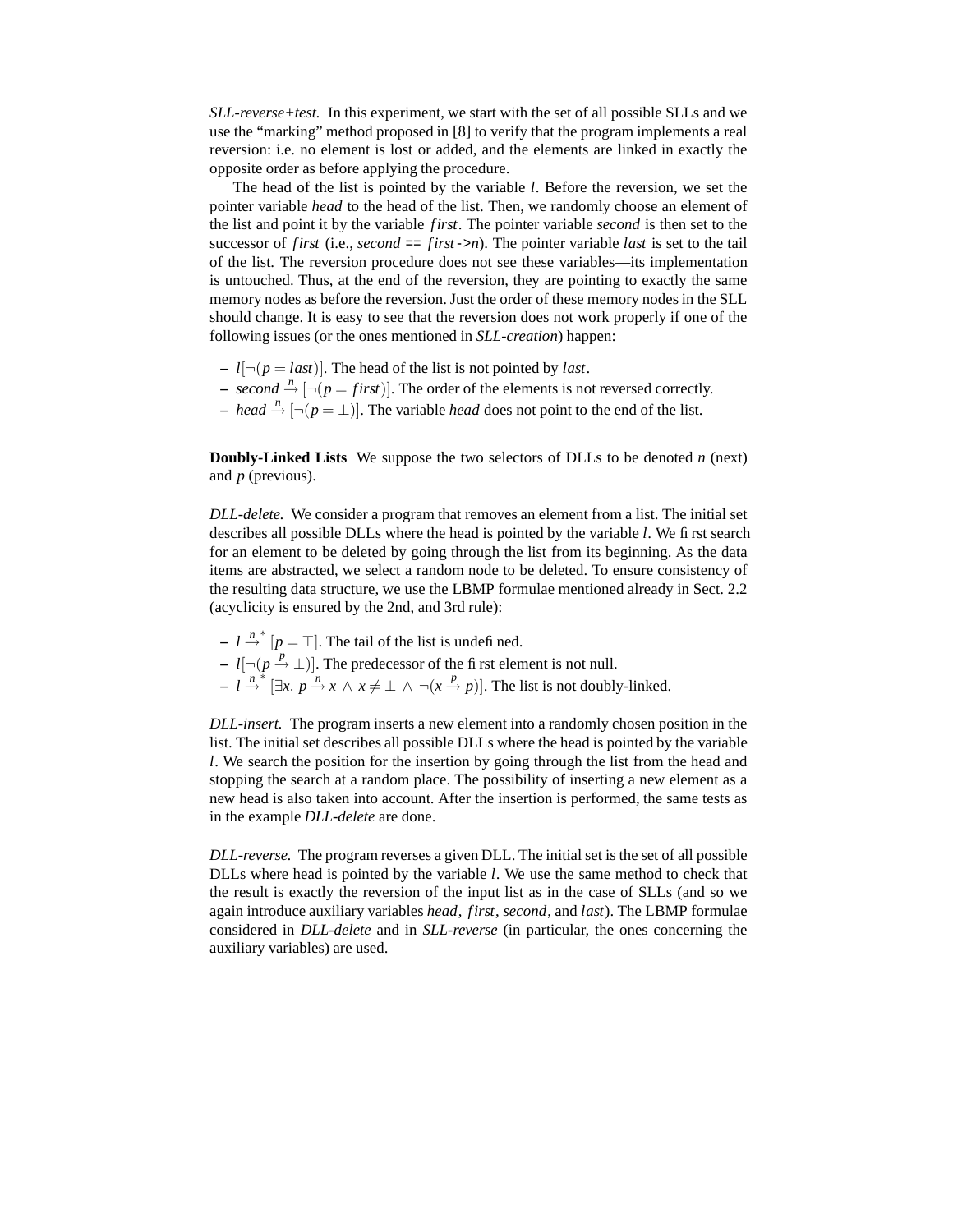*SLL-reverse+test.* In this experiment, we start with the set of all possible SLLs and we use the "marking" method proposed in [8] to verify that the program implements a real reversion: i.e. no element is lost or added, and the elements are linked in exactly the opposite order as before applying the procedure.

The head of the list is pointed by the variable $l$. Before the reversion, we set the pointer variable *head* to the head of the list. Then, we randomly choose an element of the list and point it by the variable $first$. The pointer variable *second* is then set to the successor of $first$ (i.e., *second* == $first$->$n$). The pointer variable *last* is set to the tail of the list. The reversion procedure does not see these variables—its implementation is untouched. Thus, at the end of the reversion, they are pointing to exactly the same memory nodes as before the reversion. Just the order of these memory nodes in the SLL should change. It is easy to see that the reversion does not work properly if one of the following issues (or the ones mentioned in *SLL-creation*) happen:

– $l[\neg(p = last)]$. The head of the list is not pointed by $last$.
– $second \xrightarrow{n} [\neg(p = first)]$. The order of the elements is not reversed correctly.
– $head \xrightarrow{n} [\neg(p = \bot)]$. The variable *head* does not point to the end of the list.

**Doubly-Linked Lists** We suppose the two selectors of DLLs to be denoted $n$ (next) and $p$ (previous).

*DLL-delete.* We consider a program that removes an element from a list. The initial set describes all possible DLLs where the head is pointed by the variable $l$. We first search for an element to be deleted by going through the list from its beginning. As the data items are abstracted, we select a random node to be deleted. To ensure consistency of the resulting data structure, we use the LBMP formulae mentioned already in Sect. 2.2 (acyclicity is ensured by the 2nd, and 3rd rule):

– $l \xrightarrow{n}{}^{*} [p = \top]$. The tail of the list is undefined.
– $l[\neg(p \xrightarrow{p} \bot)]$. The predecessor of the first element is not null.
– $l \xrightarrow{n}{}^{*} [\exists x.\ p \xrightarrow{n} x \wedge x \neq \bot \wedge \neg(x \xrightarrow{p} p)]$. The list is not doubly-linked.

*DLL-insert.* The program inserts a new element into a randomly chosen position in the list. The initial set describes all possible DLLs where the head is pointed by the variable $l$. We search the position for the insertion by going through the list from the head and stopping the search at a random place. The possibility of inserting a new element as a new head is also taken into account. After the insertion is performed, the same tests as in the example *DLL-delete* are done.

*DLL-reverse.* The program reverses a given DLL. The initial set is the set of all possible DLLs where head is pointed by the variable $l$. We use the same method to check that the result is exactly the reversion of the input list as in the case of SLLs (and so we again introduce auxiliary variables *head*, $first$, *second*, and *last*). The LBMP formulae considered in *DLL-delete* and in *SLL-reverse* (in particular, the ones concerning the auxiliary variables) are used.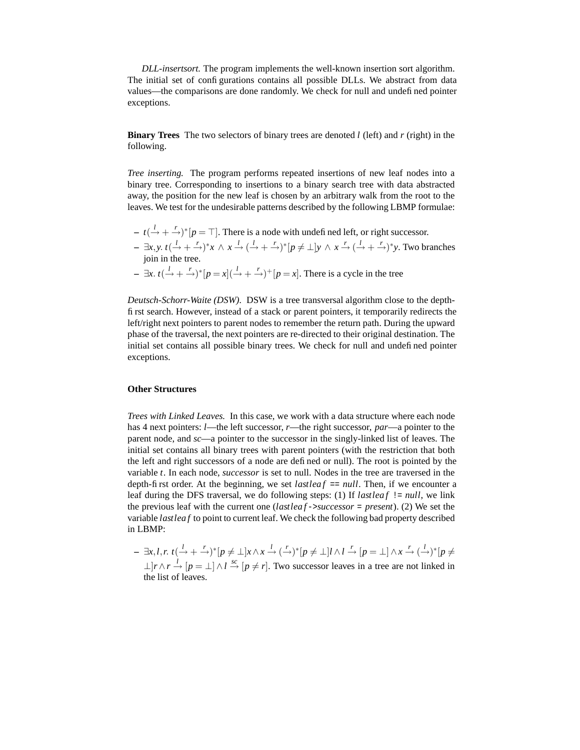*DLL-insertsort.* The program implements the well-known insertion sort algorithm. The initial set of configurations contains all possible DLLs. We abstract from data values—the comparisons are done randomly. We check for null and undefined pointer exceptions.

**Binary Trees** The two selectors of binary trees are denoted $l$ (left) and $r$ (right) in the following.

*Tree inserting.* The program performs repeated insertions of new leaf nodes into a binary tree. Corresponding to insertions to a binary search tree with data abstracted away, the position for the new leaf is chosen by an arbitrary walk from the root to the leaves. We test for the undesirable patterns described by the following LBMP formulae:

- $t(\xrightarrow{l} + \xrightarrow{r})^*[p = \top]$. There is a node with undefined left, or right successor.
- $\exists x, y.\ t(\xrightarrow{l} + \xrightarrow{r})^* x \wedge x \xrightarrow{l} (\xrightarrow{l} + \xrightarrow{r})^*[p \neq \perp] y \wedge x \xrightarrow{r} (\xrightarrow{l} + \xrightarrow{r})^* y$. Two branches join in the tree.
- $\exists x.\ t(\xrightarrow{l} + \xrightarrow{r})^*[p = x](\xrightarrow{l} + \xrightarrow{r})^+[p = x]$. There is a cycle in the tree

*Deutsch-Schorr-Waite (DSW).* DSW is a tree transversal algorithm close to the depth-first search. However, instead of a stack or parent pointers, it temporarily redirects the left/right next pointers to parent nodes to remember the return path. During the upward phase of the traversal, the next pointers are re-directed to their original destination. The initial set contains all possible binary trees. We check for null and undefined pointer exceptions.

**Other Structures**

*Trees with Linked Leaves.* In this case, we work with a data structure where each node has 4 next pointers: $l$—the left successor, $r$—the right successor, *par*—a pointer to the parent node, and *sc*—a pointer to the successor in the singly-linked list of leaves. The initial set contains all binary trees with parent pointers (with the restriction that both the left and right successors of a node are defined or null). The root is pointed by the variable $t$. In each node, *successor* is set to null. Nodes in the tree are traversed in the depth-first order. At the beginning, we set $lastleaf$ `==` $null$. Then, if we encounter a leaf during the DFS traversal, we do following steps: (1) If $lastleaf$ `!=` $null$, we link the previous leaf with the current one ($lastleaf$`->`*successor* `=` *present*). (2) We set the variable $lastleaf$ to point to current leaf. We check the following bad property described in LBMP:

- $\exists x, l, r.\ t(\xrightarrow{l} + \xrightarrow{r})^*[p \neq \perp] x \wedge x \xrightarrow{l} (\xrightarrow{r})^*[p \neq \perp] l \wedge l \xrightarrow{r} [p = \perp] \wedge x \xrightarrow{r} (\xrightarrow{l})^*[p \neq \perp] r \wedge r \xrightarrow{l} [p = \perp] \wedge l \xrightarrow{sc} [p \neq r]$. Two successor leaves in a tree are not linked in the list of leaves.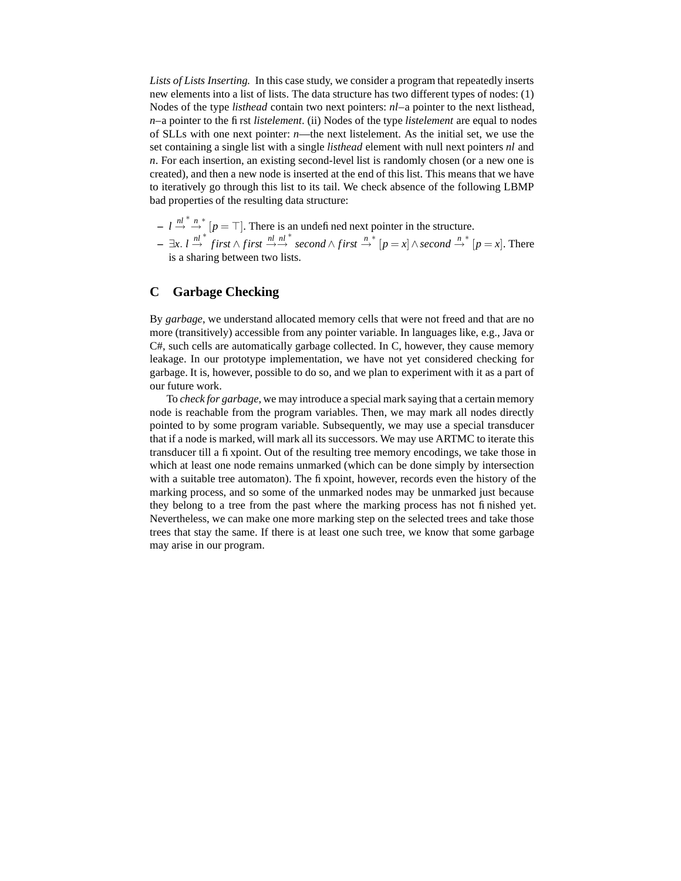*Lists of Lists Inserting.* In this case study, we consider a program that repeatedly inserts new elements into a list of lists. The data structure has two different types of nodes: (1) Nodes of the type *listhead* contain two next pointers: *nl*–a pointer to the next listhead, *n*–a pointer to the first *listelement*. (ii) Nodes of the type *listelement* are equal to nodes of SLLs with one next pointer: *n*—the next listelement. As the initial set, we use the set containing a single list with a single *listhead* element with null next pointers *nl* and *n*. For each insertion, an existing second-level list is randomly chosen (or a new one is created), and then a new node is inserted at the end of this list. This means that we have to iteratively go through this list to its tail. We check absence of the following LBMP bad properties of the resulting data structure:

- $l \overset{nl}{\rightarrow}^{*} \overset{n}{\rightarrow}^{*} [p = \top]$. There is an undefined next pointer in the structure.
- $\exists x.\, l \overset{nl}{\rightarrow}^{*} first \wedge first \overset{nl}{\rightarrow}\overset{nl}{\rightarrow}^{*} second \wedge first \overset{n}{\rightarrow}^{*} [p = x] \wedge second \overset{n}{\rightarrow}^{*} [p = x]$. There is a sharing between two lists.

## C Garbage Checking

By *garbage*, we understand allocated memory cells that were not freed and that are no more (transitively) accessible from any pointer variable. In languages like, e.g., Java or C#, such cells are automatically garbage collected. In C, however, they cause memory leakage. In our prototype implementation, we have not yet considered checking for garbage. It is, however, possible to do so, and we plan to experiment with it as a part of our future work.

To *check for garbage*, we may introduce a special mark saying that a certain memory node is reachable from the program variables. Then, we may mark all nodes directly pointed to by some program variable. Subsequently, we may use a special transducer that if a node is marked, will mark all its successors. We may use ARTMC to iterate this transducer till a fixpoint. Out of the resulting tree memory encodings, we take those in which at least one node remains unmarked (which can be done simply by intersection with a suitable tree automaton). The fixpoint, however, records even the history of the marking process, and so some of the unmarked nodes may be unmarked just because they belong to a tree from the past where the marking process has not finished yet. Nevertheless, we can make one more marking step on the selected trees and take those trees that stay the same. If there is at least one such tree, we know that some garbage may arise in our program.